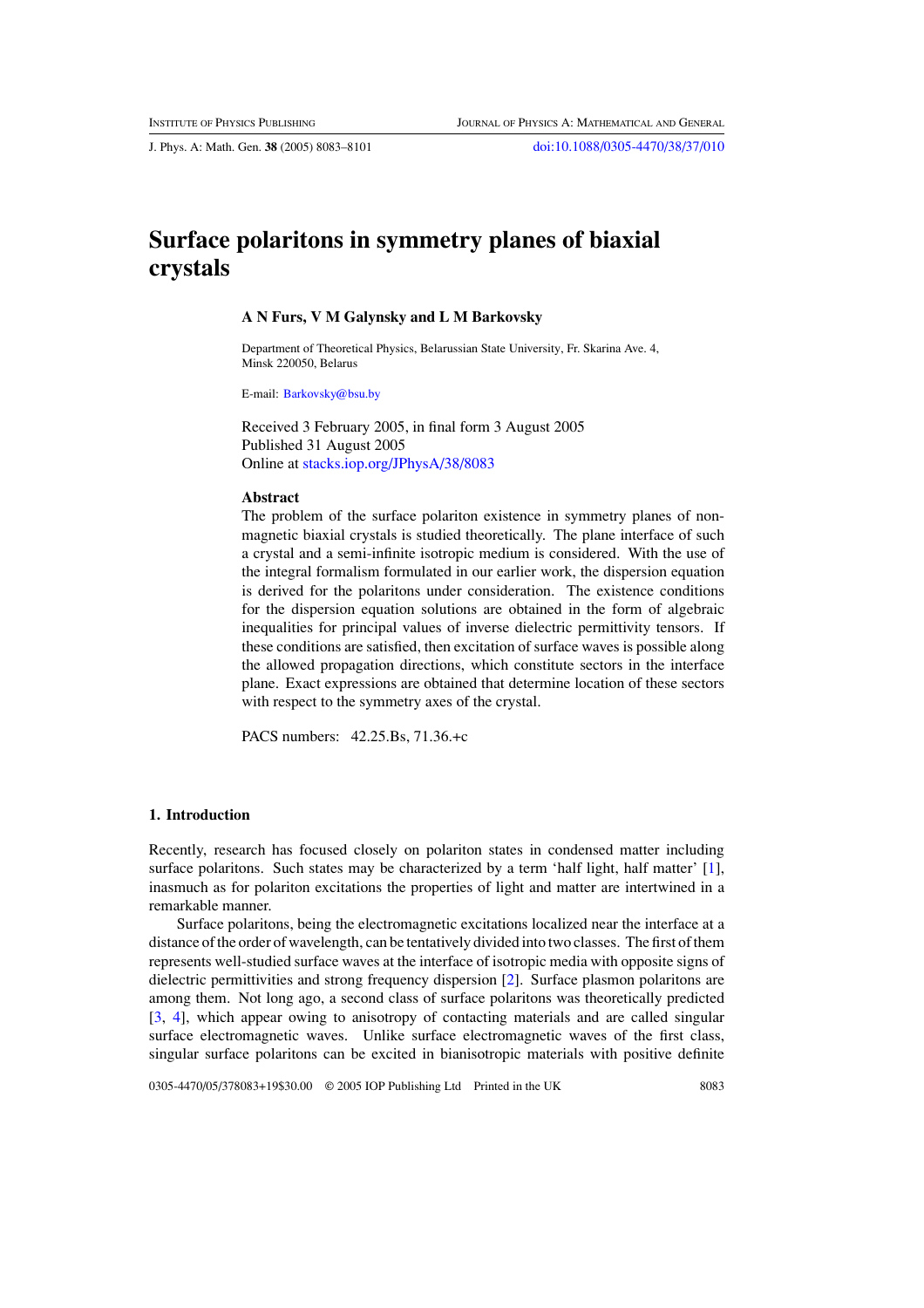# Surface polaritons in symmetry planes of biaxial crystals

**A N Furs, V M Galynsky and L M Barkovsky**

Department of Theoretical Physics, Belarussian State University, Fr. Skarina Ave. 4, Minsk 220050, Belarus

E-mail: Barkovsky@bsu.by

Received 3 February 2005, in final form 3 August 2005
Published 31 August 2005
Online at stacks.iop.org/JPhysA/38/8083

### Abstract

The problem of the surface polariton existence in symmetry planes of non-magnetic biaxial crystals is studied theoretically. The plane interface of such a crystal and a semi-infinite isotropic medium is considered. With the use of the integral formalism formulated in our earlier work, the dispersion equation is derived for the polaritons under consideration. The existence conditions for the dispersion equation solutions are obtained in the form of algebraic inequalities for principal values of inverse dielectric permittivity tensors. If these conditions are satisfied, then excitation of surface waves is possible along the allowed propagation directions, which constitute sectors in the interface plane. Exact expressions are obtained that determine location of these sectors with respect to the symmetry axes of the crystal.

PACS numbers: 42.25.Bs, 71.36.+c

## 1. Introduction

Recently, research has focused closely on polariton states in condensed matter including surface polaritons. Such states may be characterized by a term 'half light, half matter' [1], inasmuch as for polariton excitations the properties of light and matter are intertwined in a remarkable manner.

Surface polaritons, being the electromagnetic excitations localized near the interface at a distance of the order of wavelength, can be tentatively divided into two classes. The first of them represents well-studied surface waves at the interface of isotropic media with opposite signs of dielectric permittivities and strong frequency dispersion [2]. Surface plasmon polaritons are among them. Not long ago, a second class of surface polaritons was theoretically predicted [3, 4], which appear owing to anisotropy of contacting materials and are called singular surface electromagnetic waves. Unlike surface electromagnetic waves of the first class, singular surface polaritons can be excited in bianisotropic materials with positive definite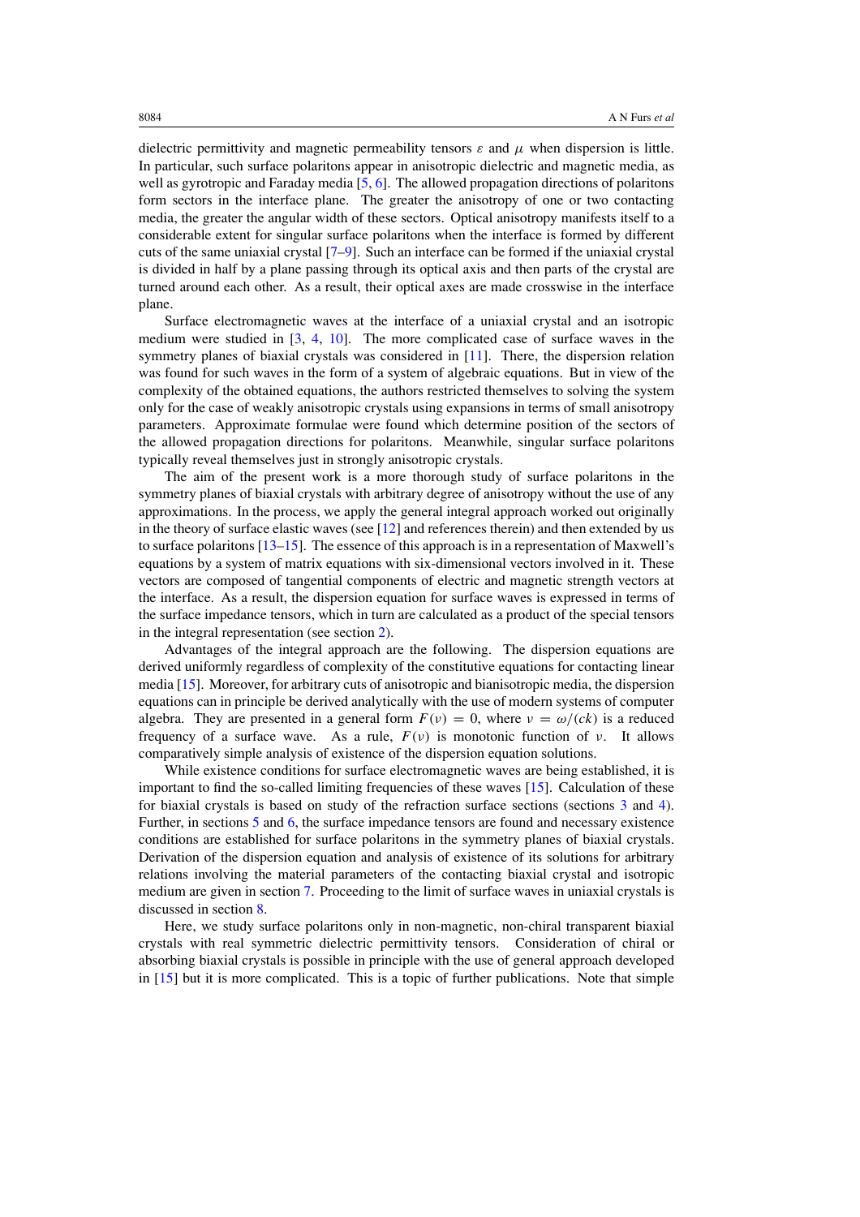dielectric permittivity and magnetic permeability tensors $\varepsilon$ and $\mu$ when dispersion is little. In particular, such surface polaritons appear in anisotropic dielectric and magnetic media, as well as gyrotropic and Faraday media [5, 6]. The allowed propagation directions of polaritons form sectors in the interface plane. The greater the anisotropy of one or two contacting media, the greater the angular width of these sectors. Optical anisotropy manifests itself to a considerable extent for singular surface polaritons when the interface is formed by different cuts of the same uniaxial crystal [7–9]. Such an interface can be formed if the uniaxial crystal is divided in half by a plane passing through its optical axis and then parts of the crystal are turned around each other. As a result, their optical axes are made crosswise in the interface plane.

Surface electromagnetic waves at the interface of a uniaxial crystal and an isotropic medium were studied in [3, 4, 10]. The more complicated case of surface waves in the symmetry planes of biaxial crystals was considered in [11]. There, the dispersion relation was found for such waves in the form of a system of algebraic equations. But in view of the complexity of the obtained equations, the authors restricted themselves to solving the system only for the case of weakly anisotropic crystals using expansions in terms of small anisotropy parameters. Approximate formulae were found which determine position of the sectors of the allowed propagation directions for polaritons. Meanwhile, singular surface polaritons typically reveal themselves just in strongly anisotropic crystals.

The aim of the present work is a more thorough study of surface polaritons in the symmetry planes of biaxial crystals with arbitrary degree of anisotropy without the use of any approximations. In the process, we apply the general integral approach worked out originally in the theory of surface elastic waves (see [12] and references therein) and then extended by us to surface polaritons [13–15]. The essence of this approach is in a representation of Maxwell's equations by a system of matrix equations with six-dimensional vectors involved in it. These vectors are composed of tangential components of electric and magnetic strength vectors at the interface. As a result, the dispersion equation for surface waves is expressed in terms of the surface impedance tensors, which in turn are calculated as a product of the special tensors in the integral representation (see section 2).

Advantages of the integral approach are the following. The dispersion equations are derived uniformly regardless of complexity of the constitutive equations for contacting linear media [15]. Moreover, for arbitrary cuts of anisotropic and bianisotropic media, the dispersion equations can in principle be derived analytically with the use of modern systems of computer algebra. They are presented in a general form $F(\nu) = 0$, where $\nu = \omega/(ck)$ is a reduced frequency of a surface wave. As a rule, $F(\nu)$ is monotonic function of $\nu$. It allows comparatively simple analysis of existence of the dispersion equation solutions.

While existence conditions for surface electromagnetic waves are being established, it is important to find the so-called limiting frequencies of these waves [15]. Calculation of these for biaxial crystals is based on study of the refraction surface sections (sections 3 and 4). Further, in sections 5 and 6, the surface impedance tensors are found and necessary existence conditions are established for surface polaritons in the symmetry planes of biaxial crystals. Derivation of the dispersion equation and analysis of existence of its solutions for arbitrary relations involving the material parameters of the contacting biaxial crystal and isotropic medium are given in section 7. Proceeding to the limit of surface waves in uniaxial crystals is discussed in section 8.

Here, we study surface polaritons only in non-magnetic, non-chiral transparent biaxial crystals with real symmetric dielectric permittivity tensors. Consideration of chiral or absorbing biaxial crystals is possible in principle with the use of general approach developed in [15] but it is more complicated. This is a topic of further publications. Note that simple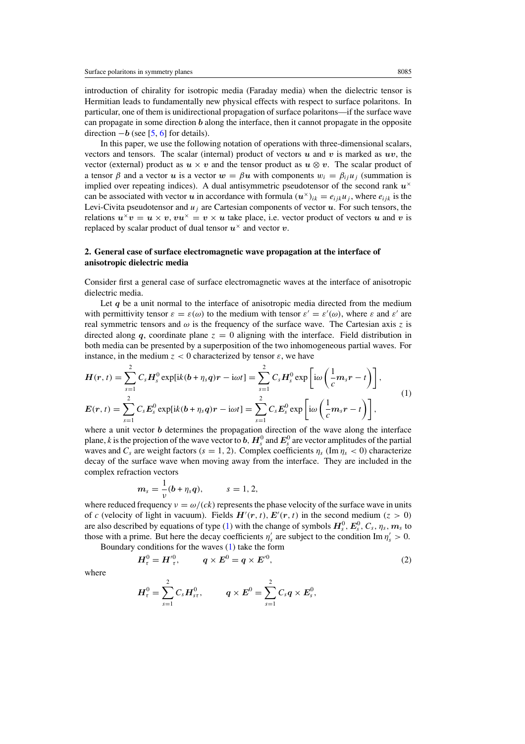introduction of chirality for isotropic media (Faraday media) when the dielectric tensor is Hermitian leads to fundamentally new physical effects with respect to surface polaritons. In particular, one of them is unidirectional propagation of surface polaritons—if the surface wave can propagate in some direction $\boldsymbol{b}$ along the interface, then it cannot propagate in the opposite direction $-\boldsymbol{b}$ (see [5, 6] for details).

In this paper, we use the following notation of operations with three-dimensional scalars, vectors and tensors. The scalar (internal) product of vectors $\boldsymbol{u}$ and $\boldsymbol{v}$ is marked as $\boldsymbol{uv}$, the vector (external) product as $\boldsymbol{u} \times \boldsymbol{v}$ and the tensor product as $\boldsymbol{u} \otimes \boldsymbol{v}$. The scalar product of a tensor $\beta$ and a vector $\boldsymbol{u}$ is a vector $\boldsymbol{w} = \beta \boldsymbol{u}$ with components $w_i = \beta_{ij} u_j$ (summation is implied over repeating indices). A dual antisymmetric pseudotensor of the second rank $\boldsymbol{u}^{\times}$ can be associated with vector $\boldsymbol{u}$ in accordance with formula $(\boldsymbol{u}^{\times})_{ik} = e_{ijk} u_j$, where $e_{ijk}$ is the Levi-Civita pseudotensor and $u_j$ are Cartesian components of vector $\boldsymbol{u}$. For such tensors, the relations $\boldsymbol{u}^{\times}\boldsymbol{v} = \boldsymbol{u} \times \boldsymbol{v}$, $\boldsymbol{v}\boldsymbol{u}^{\times} = \boldsymbol{v} \times \boldsymbol{u}$ take place, i.e. vector product of vectors $\boldsymbol{u}$ and $\boldsymbol{v}$ is replaced by scalar product of dual tensor $\boldsymbol{u}^{\times}$ and vector $\boldsymbol{v}$.

## 2. General case of surface electromagnetic wave propagation at the interface of anisotropic dielectric media

Consider first a general case of surface electromagnetic waves at the interface of anisotropic dielectric media.

Let $\boldsymbol{q}$ be a unit normal to the interface of anisotropic media directed from the medium with permittivity tensor $\varepsilon = \varepsilon(\omega)$ to the medium with tensor $\varepsilon' = \varepsilon'(\omega)$, where $\varepsilon$ and $\varepsilon'$ are real symmetric tensors and $\omega$ is the frequency of the surface wave. The Cartesian axis $z$ is directed along $\boldsymbol{q}$, coordinate plane $z = 0$ aligning with the interface. Field distribution in both media can be presented by a superposition of the two inhomogeneous partial waves. For instance, in the medium $z < 0$ characterized by tensor $\varepsilon$, we have

$$
\begin{aligned}
\boldsymbol{H}(\boldsymbol{r}, t) &= \sum_{s=1}^{2} C_s \boldsymbol{H}_s^0 \exp[\mathrm{i}k(\boldsymbol{b} + \eta_s \boldsymbol{q})\boldsymbol{r} - \mathrm{i}\omega t] = \sum_{s=1}^{2} C_s \boldsymbol{H}_s^0 \exp\left[\mathrm{i}\omega\left(\frac{1}{c}\boldsymbol{m}_s \boldsymbol{r} - t\right)\right], \\
\boldsymbol{E}(\boldsymbol{r}, t) &= \sum_{s=1}^{2} C_s \boldsymbol{E}_s^0 \exp[\mathrm{i}k(\boldsymbol{b} + \eta_s \boldsymbol{q})\boldsymbol{r} - \mathrm{i}\omega t] = \sum_{s=1}^{2} C_s \boldsymbol{E}_s^0 \exp\left[\mathrm{i}\omega\left(\frac{1}{c}\boldsymbol{m}_s \boldsymbol{r} - t\right)\right],
\end{aligned}
\tag{1}
$$

where a unit vector $\boldsymbol{b}$ determines the propagation direction of the wave along the interface plane, $k$ is the projection of the wave vector to $\boldsymbol{b}$, $\boldsymbol{H}_s^0$ and $\boldsymbol{E}_s^0$ are vector amplitudes of the partial waves and $C_s$ are weight factors ($s = 1, 2$). Complex coefficients $\eta_s$ ($\mathrm{Im}\, \eta_s < 0$) characterize decay of the surface wave when moving away from the interface. They are included in the complex refraction vectors

$$
\boldsymbol{m}_s = \frac{1}{v}(\boldsymbol{b} + \eta_s \boldsymbol{q}), \qquad s = 1, 2,
$$

where reduced frequency $v = \omega/(ck)$ represents the phase velocity of the surface wave in units of $c$ (velocity of light in vacuum). Fields $\boldsymbol{H}'(\boldsymbol{r}, t)$, $\boldsymbol{E}'(\boldsymbol{r}, t)$ in the second medium ($z > 0$) are also described by equations of type (1) with the change of symbols $\boldsymbol{H}_s^0, \boldsymbol{E}_s^0, C_s, \eta_s, \boldsymbol{m}_s$ to those with a prime. But here the decay coefficients $\eta_s'$ are subject to the condition $\mathrm{Im}\, \eta_s' > 0$.

Boundary conditions for the waves (1) take the form

$$
\boldsymbol{H}_\tau^0 = \boldsymbol{H}'^0_\tau, \qquad \boldsymbol{q} \times \boldsymbol{E}^0 = \boldsymbol{q} \times \boldsymbol{E}'^0,
\tag{2}
$$

where

$$
\boldsymbol{H}_\tau^0 = \sum_{s=1}^{2} C_s \boldsymbol{H}_{s\tau}^0, \qquad \boldsymbol{q} \times \boldsymbol{E}^0 = \sum_{s=1}^{2} C_s \boldsymbol{q} \times \boldsymbol{E}_s^0,
$$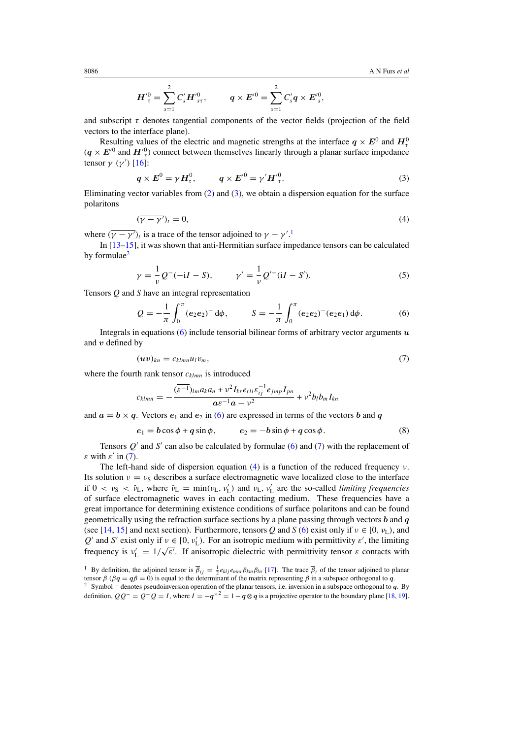$$\boldsymbol{H}'^{0}_{\tau} = \sum_{s=1}^{2} C'_s \boldsymbol{H}'^{0}_{s\tau}, \qquad \boldsymbol{q} \times \boldsymbol{E}'^{0} = \sum_{s=1}^{2} C'_s \boldsymbol{q} \times \boldsymbol{E}'^{0}_{s},$$

and subscript $\tau$ denotes tangential components of the vector fields (projection of the field vectors to the interface plane).

Resulting values of the electric and magnetic strengths at the interface $\boldsymbol{q} \times \boldsymbol{E}^0$ and $\boldsymbol{H}^0_\tau$ ($\boldsymbol{q} \times \boldsymbol{E}'^0$ and $\boldsymbol{H}'^0_\tau$) connect between themselves linearly through a planar surface impedance tensor $\gamma$ ($\gamma'$) [16]:

$$\boldsymbol{q} \times \boldsymbol{E}^0 = \gamma \boldsymbol{H}^0_\tau, \qquad \boldsymbol{q} \times \boldsymbol{E}'^0 = \gamma' \boldsymbol{H}'^0_\tau. \tag{3}$$

Eliminating vector variables from (2) and (3), we obtain a dispersion equation for the surface polaritons

$$(\overline{\gamma - \gamma'})_t = 0, \tag{4}$$

where $(\overline{\gamma - \gamma'})_t$ is a trace of the tensor adjoined to $\gamma - \gamma'$.[1]

In [13–15], it was shown that anti-Hermitian surface impedance tensors can be calculated by formulae[2]

$$\gamma = \frac{1}{\nu} Q^{-}(-\mathrm{i}I - S), \qquad \gamma' = \frac{1}{\nu} Q'^{-}(\mathrm{i}I - S'). \tag{5}$$

Tensors $Q$ and $S$ have an integral representation

$$Q = -\frac{1}{\pi} \int_0^{\pi} (\boldsymbol{e}_2\boldsymbol{e}_2)^{-}\,\mathrm{d}\phi, \qquad S = -\frac{1}{\pi} \int_0^{\pi} (\boldsymbol{e}_2\boldsymbol{e}_2)^{-}(\boldsymbol{e}_2\boldsymbol{e}_1)\,\mathrm{d}\phi. \tag{6}$$

Integrals in equations (6) include tensorial bilinear forms of arbitrary vector arguments $\boldsymbol{u}$ and $\boldsymbol{v}$ defined by

$$(\boldsymbol{u}\boldsymbol{v})_{kn} = c_{klmn} u_l v_m, \tag{7}$$

where the fourth rank tensor $c_{klmn}$ is introduced

$$c_{klmn} = -\frac{(\overline{\varepsilon^{-1}})_{lm} a_k a_n + \nu^2 I_{kr} e_{rli} \varepsilon^{-1}_{ij} e_{jmp} I_{pn}}{\boldsymbol{a}\varepsilon^{-1}\boldsymbol{a} - \nu^2} + \nu^2 b_l b_m I_{kn}$$

and $\boldsymbol{a} = \boldsymbol{b} \times \boldsymbol{q}$. Vectors $\boldsymbol{e}_1$ and $\boldsymbol{e}_2$ in (6) are expressed in terms of the vectors $\boldsymbol{b}$ and $\boldsymbol{q}$

$$\boldsymbol{e}_1 = \boldsymbol{b}\cos\phi + \boldsymbol{q}\sin\phi, \qquad \boldsymbol{e}_2 = -\boldsymbol{b}\sin\phi + \boldsymbol{q}\cos\phi. \tag{8}$$

Tensors $Q'$ and $S'$ can also be calculated by formulae (6) and (7) with the replacement of $\varepsilon$ with $\varepsilon'$ in (7).

The left-hand side of dispersion equation (4) is a function of the reduced frequency $\nu$. Its solution $\nu = \nu_{\mathrm{S}}$ describes a surface electromagnetic wave localized close to the interface if $0 < \nu_{\mathrm{S}} < \hat{\nu}_{\mathrm{L}}$, where $\hat{\nu}_{\mathrm{L}} = \min(\nu_{\mathrm{L}}, \nu'_{\mathrm{L}})$ and $\nu_{\mathrm{L}}, \nu'_{\mathrm{L}}$ are the so-called *limiting frequencies* of surface electromagnetic waves in each contacting medium. These frequencies have a great importance for determining existence conditions of surface polaritons and can be found geometrically using the refraction surface sections by a plane passing through vectors $\boldsymbol{b}$ and $\boldsymbol{q}$ (see [14, 15] and next section). Furthermore, tensors $Q$ and $S$ (6) exist only if $\nu \in [0, \nu_{\mathrm{L}})$, and $Q'$ and $S'$ exist only if $\nu \in [0, \nu'_{\mathrm{L}})$. For an isotropic medium with permittivity $\varepsilon'$, the limiting frequency is $\nu'_{\mathrm{L}} = 1/\sqrt{\varepsilon'}$. If anisotropic dielectric with permittivity tensor $\varepsilon$ contacts with

[1] By definition, the adjoined tensor is $\overline{\beta}_{ij} = \frac{1}{2} e_{klj} e_{mni} \beta_{km} \beta_{ln}$ [17]. The trace $\overline{\beta}_t$ of the tensor adjoined to planar tensor $\beta$ ($\beta\boldsymbol{q} = \boldsymbol{q}\beta = 0$) is equal to the determinant of the matrix representing $\beta$ in a subspace orthogonal to $\boldsymbol{q}$.

[2] Symbol $^{-}$ denotes pseudoinversion operation of the planar tensors, i.e. inversion in a subspace orthogonal to $\boldsymbol{q}$. By definition, $QQ^{-} = Q^{-}Q = I$, where $I = -\boldsymbol{q}^{\times 2} = 1 - \boldsymbol{q} \otimes \boldsymbol{q}$ is a projective operator to the boundary plane [18, 19].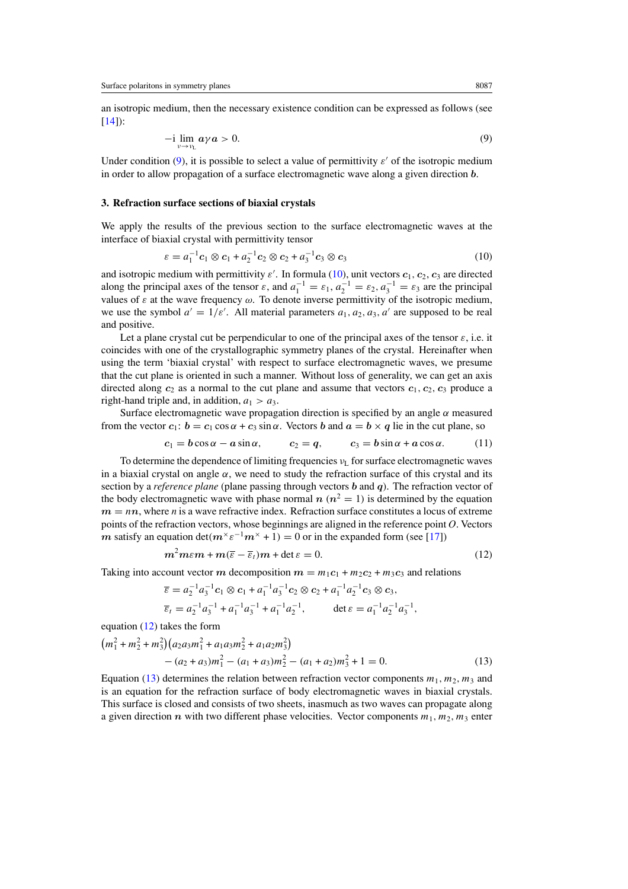an isotropic medium, then the necessary existence condition can be expressed as follows (see [14]):

$$-\mathrm{i}\lim_{\nu\to\nu_{\mathrm{L}}} \boldsymbol{a}\gamma\boldsymbol{a} > 0. \tag{9}$$

Under condition (9), it is possible to select a value of permittivity $\varepsilon'$ of the isotropic medium in order to allow propagation of a surface electromagnetic wave along a given direction $\boldsymbol{b}$.

### 3. Refraction surface sections of biaxial crystals

We apply the results of the previous section to the surface electromagnetic waves at the interface of biaxial crystal with permittivity tensor

$$\varepsilon = a_1^{-1}\boldsymbol{c}_1\otimes\boldsymbol{c}_1 + a_2^{-1}\boldsymbol{c}_2\otimes\boldsymbol{c}_2 + a_3^{-1}\boldsymbol{c}_3\otimes\boldsymbol{c}_3 \tag{10}$$

and isotropic medium with permittivity $\varepsilon'$. In formula (10), unit vectors $\boldsymbol{c}_1, \boldsymbol{c}_2, \boldsymbol{c}_3$ are directed along the principal axes of the tensor $\varepsilon$, and $a_1^{-1} = \varepsilon_1$, $a_2^{-1} = \varepsilon_2$, $a_3^{-1} = \varepsilon_3$ are the principal values of $\varepsilon$ at the wave frequency $\omega$. To denote inverse permittivity of the isotropic medium, we use the symbol $a' = 1/\varepsilon'$. All material parameters $a_1, a_2, a_3, a'$ are supposed to be real and positive.

Let a plane crystal cut be perpendicular to one of the principal axes of the tensor $\varepsilon$, i.e. it coincides with one of the crystallographic symmetry planes of the crystal. Hereinafter when using the term 'biaxial crystal' with respect to surface electromagnetic waves, we presume that the cut plane is oriented in such a manner. Without loss of generality, we can get an axis directed along $\boldsymbol{c}_2$ as a normal to the cut plane and assume that vectors $\boldsymbol{c}_1, \boldsymbol{c}_2, \boldsymbol{c}_3$ produce a right-hand triple and, in addition, $a_1 > a_3$.

Surface electromagnetic wave propagation direction is specified by an angle $\alpha$ measured from the vector $\boldsymbol{c}_1$: $\boldsymbol{b} = \boldsymbol{c}_1\cos\alpha + \boldsymbol{c}_3\sin\alpha$. Vectors $\boldsymbol{b}$ and $\boldsymbol{a} = \boldsymbol{b}\times\boldsymbol{q}$ lie in the cut plane, so

$$\boldsymbol{c}_1 = \boldsymbol{b}\cos\alpha - \boldsymbol{a}\sin\alpha, \qquad \boldsymbol{c}_2 = \boldsymbol{q}, \qquad \boldsymbol{c}_3 = \boldsymbol{b}\sin\alpha + \boldsymbol{a}\cos\alpha. \tag{11}$$

To determine the dependence of limiting frequencies $\nu_{\mathrm{L}}$ for surface electromagnetic waves in a biaxial crystal on angle $\alpha$, we need to study the refraction surface of this crystal and its section by a *reference plane* (plane passing through vectors $\boldsymbol{b}$ and $\boldsymbol{q}$). The refraction vector of the body electromagnetic wave with phase normal $\boldsymbol{n}$ ($\boldsymbol{n}^2 = 1$) is determined by the equation $\boldsymbol{m} = n\boldsymbol{n}$, where $n$ is a wave refractive index. Refraction surface constitutes a locus of extreme points of the refraction vectors, whose beginnings are aligned in the reference point $O$. Vectors $\boldsymbol{m}$ satisfy an equation $\det(\boldsymbol{m}^{\times}\varepsilon^{-1}\boldsymbol{m}^{\times} + 1) = 0$ or in the expanded form (see [17])

$$\boldsymbol{m}^2\boldsymbol{m}\varepsilon\boldsymbol{m} + \boldsymbol{m}(\overline{\varepsilon} - \overline{\varepsilon}_t)\boldsymbol{m} + \det\varepsilon = 0. \tag{12}$$

Taking into account vector $\boldsymbol{m}$ decomposition $\boldsymbol{m} = m_1\boldsymbol{c}_1 + m_2\boldsymbol{c}_2 + m_3\boldsymbol{c}_3$ and relations

$$\overline{\varepsilon} = a_2^{-1}a_3^{-1}\boldsymbol{c}_1\otimes\boldsymbol{c}_1 + a_1^{-1}a_3^{-1}\boldsymbol{c}_2\otimes\boldsymbol{c}_2 + a_1^{-1}a_2^{-1}\boldsymbol{c}_3\otimes\boldsymbol{c}_3,$$

$$\overline{\varepsilon}_t = a_2^{-1}a_3^{-1} + a_1^{-1}a_3^{-1} + a_1^{-1}a_2^{-1}, \qquad \det\varepsilon = a_1^{-1}a_2^{-1}a_3^{-1},$$

equation (12) takes the form

$$\left(m_1^2 + m_2^2 + m_3^2\right)\left(a_2a_3m_1^2 + a_1a_3m_2^2 + a_1a_2m_3^2\right) - (a_2 + a_3)m_1^2 - (a_1 + a_3)m_2^2 - (a_1 + a_2)m_3^2 + 1 = 0. \tag{13}$$

Equation (13) determines the relation between refraction vector components $m_1, m_2, m_3$ and is an equation for the refraction surface of body electromagnetic waves in biaxial crystals. This surface is closed and consists of two sheets, inasmuch as two waves can propagate along a given direction $\boldsymbol{n}$ with two different phase velocities. Vector components $m_1, m_2, m_3$ enter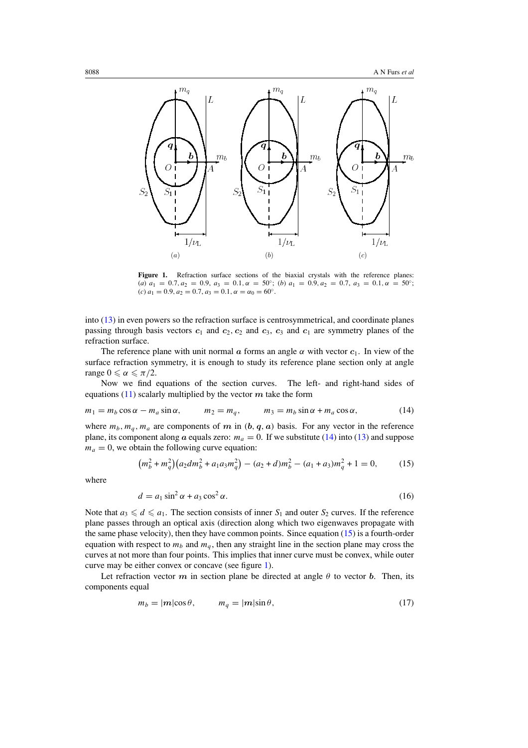**Figure 1.** Refraction surface sections of the biaxial crystals with the reference planes: (*a*) $a_1 = 0.7, a_2 = 0.9, a_3 = 0.1, \alpha = 50°$; (*b*) $a_1 = 0.9, a_2 = 0.7, a_3 = 0.1, \alpha = 50°$; (*c*) $a_1 = 0.9, a_2 = 0.7, a_3 = 0.1, \alpha = \alpha_0 = 60°$.

into (13) in even powers so the refraction surface is centrosymmetrical, and coordinate planes passing through basis vectors $\boldsymbol{c}_1$ and $\boldsymbol{c}_2$, $\boldsymbol{c}_2$ and $\boldsymbol{c}_3$, $\boldsymbol{c}_3$ and $\boldsymbol{c}_1$ are symmetry planes of the refraction surface.

The reference plane with unit normal $\boldsymbol{a}$ forms an angle $\alpha$ with vector $\boldsymbol{c}_1$. In view of the surface refraction symmetry, it is enough to study its reference plane section only at angle range $0 \leqslant \alpha \leqslant \pi/2$.

Now we find equations of the section curves. The left- and right-hand sides of equations (11) scalarly multiplied by the vector $\boldsymbol{m}$ take the form

$$m_1 = m_b \cos\alpha - m_a \sin\alpha, \qquad m_2 = m_q, \qquad m_3 = m_b \sin\alpha + m_a \cos\alpha, \tag{14}$$

where $m_b, m_q, m_a$ are components of $\boldsymbol{m}$ in $(\boldsymbol{b}, \boldsymbol{q}, \boldsymbol{a})$ basis. For any vector in the reference plane, its component along $\boldsymbol{a}$ equals zero: $m_a = 0$. If we substitute (14) into (13) and suppose $m_a = 0$, we obtain the following curve equation:

$$\left(m_b^2 + m_q^2\right)\left(a_2 d m_b^2 + a_1 a_3 m_q^2\right) - (a_2 + d) m_b^2 - (a_1 + a_3) m_q^2 + 1 = 0, \tag{15}$$

where

$$d = a_1 \sin^2\alpha + a_3 \cos^2\alpha. \tag{16}$$

Note that $a_3 \leqslant d \leqslant a_1$. The section consists of inner $S_1$ and outer $S_2$ curves. If the reference plane passes through an optical axis (direction along which two eigenwaves propagate with the same phase velocity), then they have common points. Since equation (15) is a fourth-order equation with respect to $m_b$ and $m_q$, then any straight line in the section plane may cross the curves at not more than four points. This implies that inner curve must be convex, while outer curve may be either convex or concave (see figure 1).

Let refraction vector $\boldsymbol{m}$ in section plane be directed at angle $\theta$ to vector $\boldsymbol{b}$. Then, its components equal

$$m_b = |\boldsymbol{m}|\cos\theta, \qquad m_q = |\boldsymbol{m}|\sin\theta, \tag{17}$$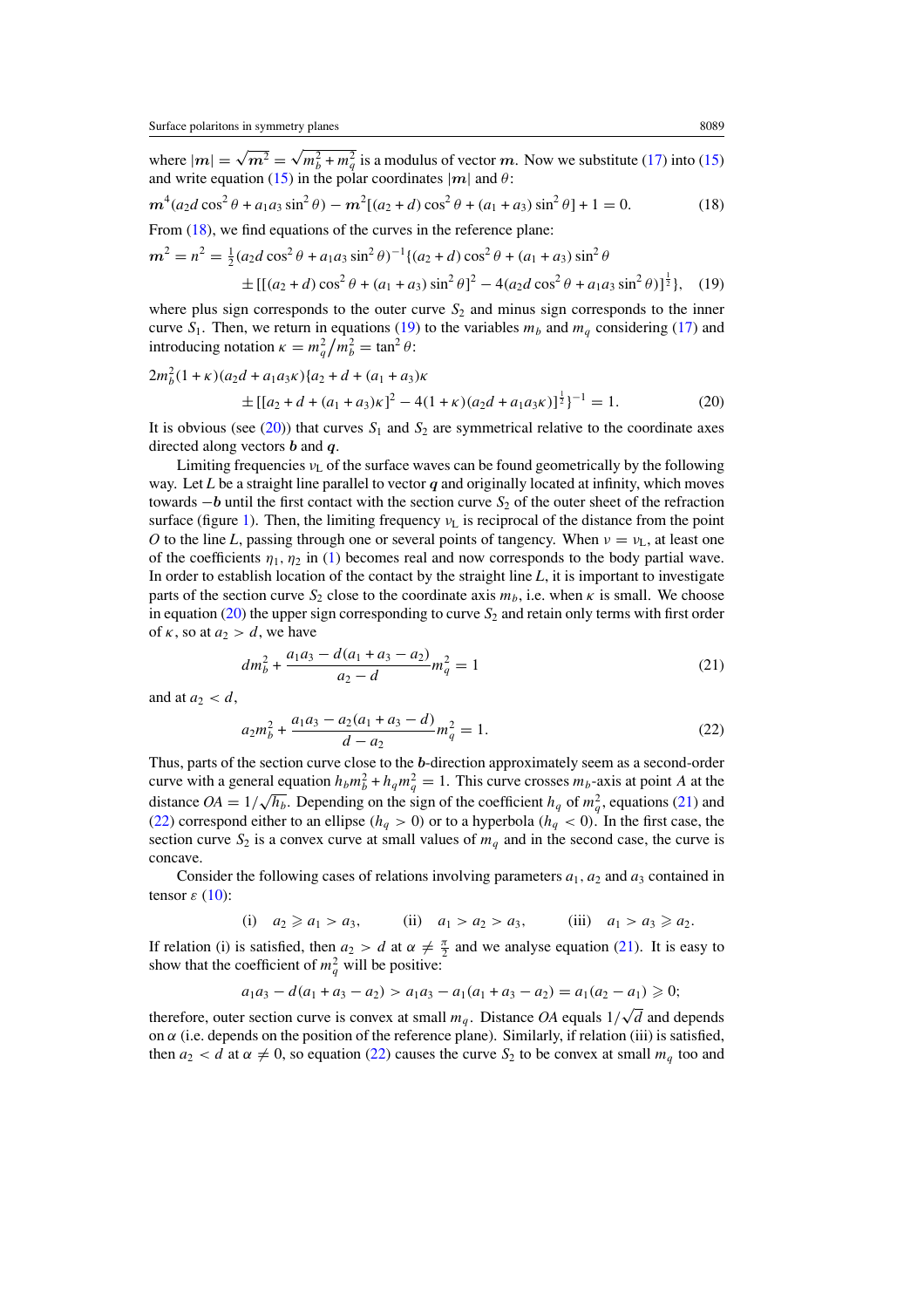where $|\boldsymbol{m}| = \sqrt{\boldsymbol{m}^2} = \sqrt{m_b^2 + m_q^2}$ is a modulus of vector $\boldsymbol{m}$. Now we substitute (17) into (15) and write equation (15) in the polar coordinates $|\boldsymbol{m}|$ and $\theta$:

$$\boldsymbol{m}^4(a_2 d \cos^2\theta + a_1 a_3 \sin^2\theta) - \boldsymbol{m}^2[(a_2 + d)\cos^2\theta + (a_1 + a_3)\sin^2\theta] + 1 = 0. \tag{18}$$

From (18), we find equations of the curves in the reference plane:

$$\boldsymbol{m}^2 = n^2 = \tfrac{1}{2}(a_2 d \cos^2\theta + a_1 a_3 \sin^2\theta)^{-1}\{(a_2 + d)\cos^2\theta + (a_1 + a_3)\sin^2\theta \pm [[(a_2 + d)\cos^2\theta + (a_1 + a_3)\sin^2\theta]^2 - 4(a_2 d \cos^2\theta + a_1 a_3 \sin^2\theta)]^{\frac{1}{2}}\}, \tag{19}$$

where plus sign corresponds to the outer curve $S_2$ and minus sign corresponds to the inner curve $S_1$. Then, we return in equations (19) to the variables $m_b$ and $m_q$ considering (17) and introducing notation $\kappa = m_q^2/m_b^2 = \tan^2\theta$:

$$2m_b^2(1+\kappa)(a_2 d + a_1 a_3 \kappa)\{a_2 + d + (a_1 + a_3)\kappa \pm [[a_2 + d + (a_1 + a_3)\kappa]^2 - 4(1+\kappa)(a_2 d + a_1 a_3 \kappa)]^{\frac{1}{2}}\}^{-1} = 1. \tag{20}$$

It is obvious (see (20)) that curves $S_1$ and $S_2$ are symmetrical relative to the coordinate axes directed along vectors $\boldsymbol{b}$ and $\boldsymbol{q}$.

Limiting frequencies $\nu_L$ of the surface waves can be found geometrically by the following way. Let $L$ be a straight line parallel to vector $\boldsymbol{q}$ and originally located at infinity, which moves towards $-\boldsymbol{b}$ until the first contact with the section curve $S_2$ of the outer sheet of the refraction surface (figure 1). Then, the limiting frequency $\nu_L$ is reciprocal of the distance from the point $O$ to the line $L$, passing through one or several points of tangency. When $\nu = \nu_L$, at least one of the coefficients $\eta_1, \eta_2$ in (1) becomes real and now corresponds to the body partial wave. In order to establish location of the contact by the straight line $L$, it is important to investigate parts of the section curve $S_2$ close to the coordinate axis $m_b$, i.e. when $\kappa$ is small. We choose in equation (20) the upper sign corresponding to curve $S_2$ and retain only terms with first order of $\kappa$, so at $a_2 > d$, we have

$$d m_b^2 + \frac{a_1 a_3 - d(a_1 + a_3 - a_2)}{a_2 - d} m_q^2 = 1 \tag{21}$$

and at $a_2 < d$,

$$a_2 m_b^2 + \frac{a_1 a_3 - a_2(a_1 + a_3 - d)}{d - a_2} m_q^2 = 1. \tag{22}$$

Thus, parts of the section curve close to the $\boldsymbol{b}$-direction approximately seem as a second-order curve with a general equation $h_b m_b^2 + h_q m_q^2 = 1$. This curve crosses $m_b$-axis at point $A$ at the distance $OA = 1/\sqrt{h_b}$. Depending on the sign of the coefficient $h_q$ of $m_q^2$, equations (21) and (22) correspond either to an ellipse ($h_q > 0$) or to a hyperbola ($h_q < 0$). In the first case, the section curve $S_2$ is a convex curve at small values of $m_q$ and in the second case, the curve is concave.

Consider the following cases of relations involving parameters $a_1$, $a_2$ and $a_3$ contained in tensor $\varepsilon$ (10):

(i) $a_2 \geqslant a_1 > a_3$, (ii) $a_1 > a_2 > a_3$, (iii) $a_1 > a_3 \geqslant a_2$.

If relation (i) is satisfied, then $a_2 > d$ at $\alpha \neq \frac{\pi}{2}$ and we analyse equation (21). It is easy to show that the coefficient of $m_q^2$ will be positive:

$$a_1 a_3 - d(a_1 + a_3 - a_2) > a_1 a_3 - a_1(a_1 + a_3 - a_2) = a_1(a_2 - a_1) \geqslant 0;$$

therefore, outer section curve is convex at small $m_q$. Distance $OA$ equals $1/\sqrt{d}$ and depends on $\alpha$ (i.e. depends on the position of the reference plane). Similarly, if relation (iii) is satisfied, then $a_2 < d$ at $\alpha \neq 0$, so equation (22) causes the curve $S_2$ to be convex at small $m_q$ too and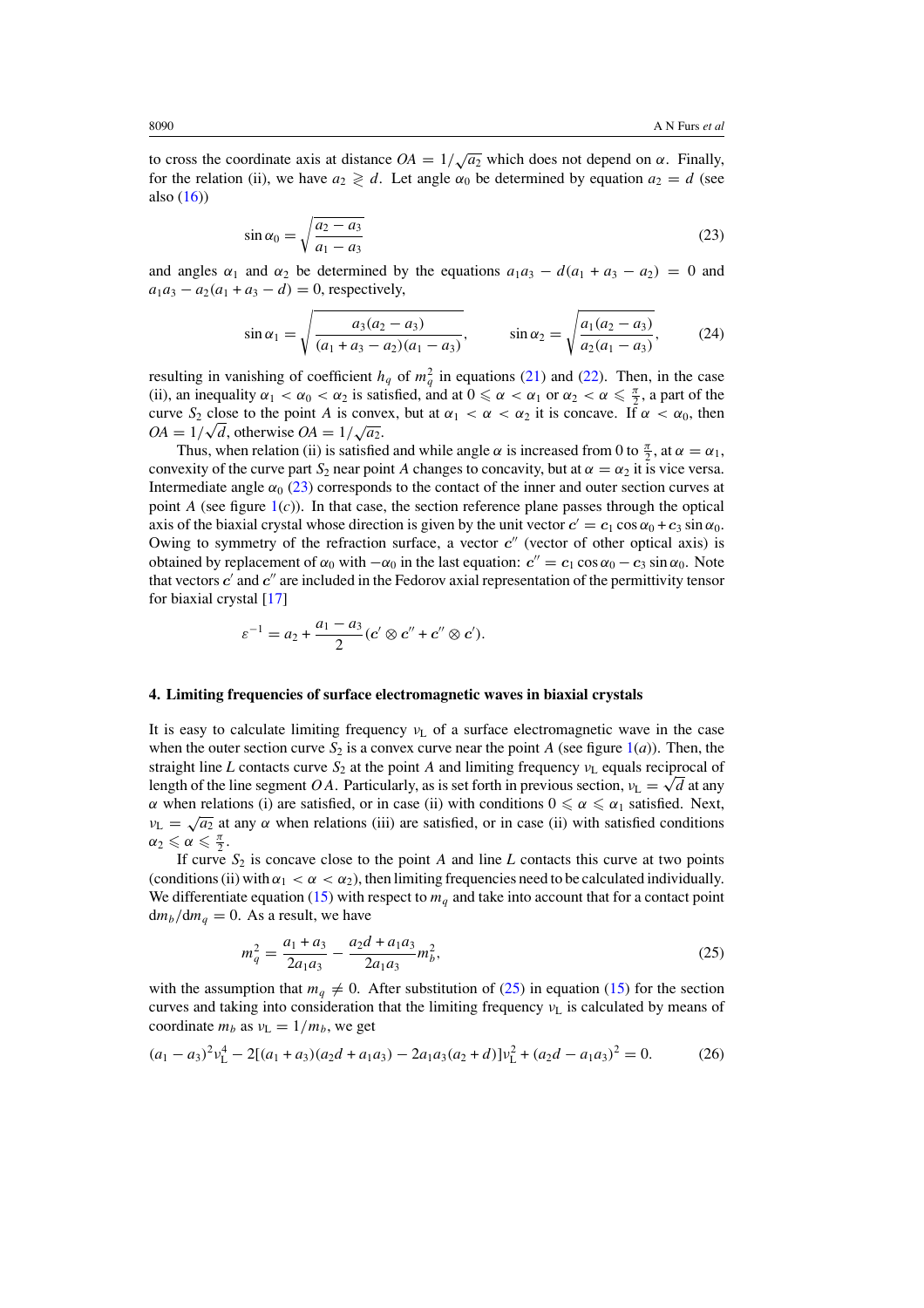to cross the coordinate axis at distance $OA = 1/\sqrt{a_2}$ which does not depend on $\alpha$. Finally, for the relation (ii), we have $a_2 \gtrless d$. Let angle $\alpha_0$ be determined by equation $a_2 = d$ (see also (16))

$$\sin\alpha_0 = \sqrt{\frac{a_2 - a_3}{a_1 - a_3}} \tag{23}$$

and angles $\alpha_1$ and $\alpha_2$ be determined by the equations $a_1 a_3 - d(a_1 + a_3 - a_2) = 0$ and $a_1 a_3 - a_2(a_1 + a_3 - d) = 0$, respectively,

$$\sin\alpha_1 = \sqrt{\frac{a_3(a_2 - a_3)}{(a_1 + a_3 - a_2)(a_1 - a_3)}}, \qquad \sin\alpha_2 = \sqrt{\frac{a_1(a_2 - a_3)}{a_2(a_1 - a_3)}}, \tag{24}$$

resulting in vanishing of coefficient $h_q$ of $m_q^2$ in equations (21) and (22). Then, in the case (ii), an inequality $\alpha_1 < \alpha_0 < \alpha_2$ is satisfied, and at $0 \leqslant \alpha < \alpha_1$ or $\alpha_2 < \alpha \leqslant \frac{\pi}{2}$, a part of the curve $S_2$ close to the point $A$ is convex, but at $\alpha_1 < \alpha < \alpha_2$ it is concave. If $\alpha < \alpha_0$, then $OA = 1/\sqrt{d}$, otherwise $OA = 1/\sqrt{a_2}$.

Thus, when relation (ii) is satisfied and while angle $\alpha$ is increased from 0 to $\frac{\pi}{2}$, at $\alpha = \alpha_1$, convexity of the curve part $S_2$ near point $A$ changes to concavity, but at $\alpha = \alpha_2$ it is vice versa. Intermediate angle $\alpha_0$ (23) corresponds to the contact of the inner and outer section curves at point $A$ (see figure 1(*c*)). In that case, the section reference plane passes through the optical axis of the biaxial crystal whose direction is given by the unit vector $\boldsymbol{c}' = \boldsymbol{c}_1 \cos\alpha_0 + \boldsymbol{c}_3 \sin\alpha_0$. Owing to symmetry of the refraction surface, a vector $\boldsymbol{c}''$ (vector of other optical axis) is obtained by replacement of $\alpha_0$ with $-\alpha_0$ in the last equation: $\boldsymbol{c}'' = \boldsymbol{c}_1 \cos\alpha_0 - \boldsymbol{c}_3 \sin\alpha_0$. Note that vectors $\boldsymbol{c}'$ and $\boldsymbol{c}''$ are included in the Fedorov axial representation of the permittivity tensor for biaxial crystal [17]

$$\varepsilon^{-1} = a_2 + \frac{a_1 - a_3}{2}(\boldsymbol{c}' \otimes \boldsymbol{c}'' + \boldsymbol{c}'' \otimes \boldsymbol{c}').$$

## 4. Limiting frequencies of surface electromagnetic waves in biaxial crystals

It is easy to calculate limiting frequency $\nu_L$ of a surface electromagnetic wave in the case when the outer section curve $S_2$ is a convex curve near the point $A$ (see figure 1(*a*)). Then, the straight line $L$ contacts curve $S_2$ at the point $A$ and limiting frequency $\nu_L$ equals reciprocal of length of the line segment $OA$. Particularly, as is set forth in previous section, $\nu_L = \sqrt{d}$ at any $\alpha$ when relations (i) are satisfied, or in case (ii) with conditions $0 \leqslant \alpha \leqslant \alpha_1$ satisfied. Next, $\nu_L = \sqrt{a_2}$ at any $\alpha$ when relations (iii) are satisfied, or in case (ii) with satisfied conditions $\alpha_2 \leqslant \alpha \leqslant \frac{\pi}{2}$.

If curve $S_2$ is concave close to the point $A$ and line $L$ contacts this curve at two points (conditions (ii) with $\alpha_1 < \alpha < \alpha_2$), then limiting frequencies need to be calculated individually. We differentiate equation (15) with respect to $m_q$ and take into account that for a contact point $\mathrm{d}m_b/\mathrm{d}m_q = 0$. As a result, we have

$$m_q^2 = \frac{a_1 + a_3}{2a_1 a_3} - \frac{a_2 d + a_1 a_3}{2a_1 a_3} m_b^2, \tag{25}$$

with the assumption that $m_q \neq 0$. After substitution of (25) in equation (15) for the section curves and taking into consideration that the limiting frequency $\nu_L$ is calculated by means of coordinate $m_b$ as $\nu_L = 1/m_b$, we get

$$(a_1 - a_3)^2 \nu_L^4 - 2[(a_1 + a_3)(a_2 d + a_1 a_3) - 2a_1 a_3(a_2 + d)]\nu_L^2 + (a_2 d - a_1 a_3)^2 = 0. \tag{26}$$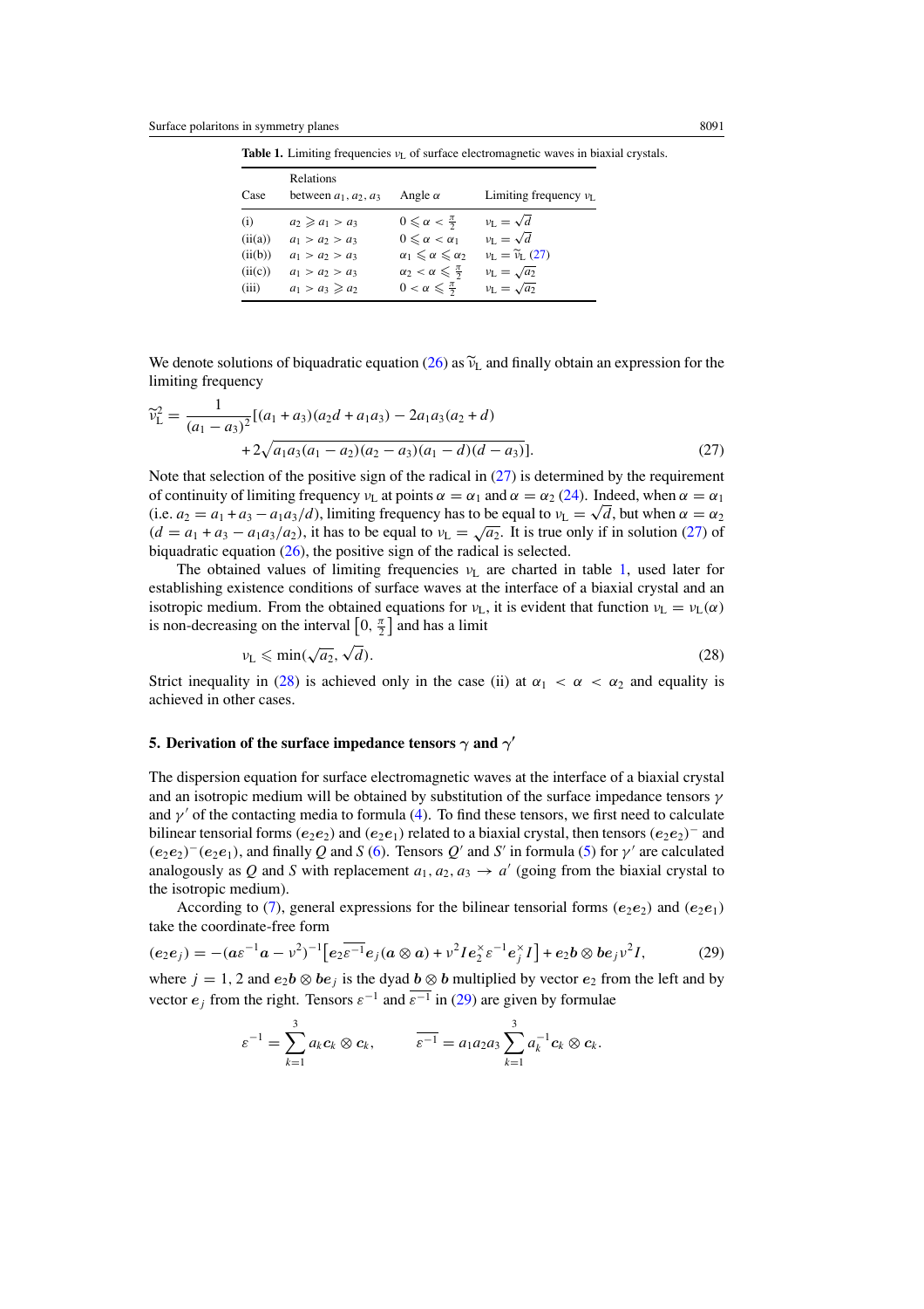**Table 1.** Limiting frequencies $\nu_L$ of surface electromagnetic waves in biaxial crystals.

| Case | Relations between $a_1, a_2, a_3$ | Angle $\alpha$ | Limiting frequency $\nu_L$ |
|---|---|---|---|
| (i) | $a_2 \geqslant a_1 > a_3$ | $0 \leqslant \alpha < \frac{\pi}{2}$ | $\nu_L = \sqrt{d}$ |
| (ii(a)) | $a_1 > a_2 > a_3$ | $0 \leqslant \alpha < \alpha_1$ | $\nu_L = \sqrt{d}$ |
| (ii(b)) | $a_1 > a_2 > a_3$ | $\alpha_1 \leqslant \alpha \leqslant \alpha_2$ | $\nu_L = \widetilde{\nu}_L$ (27) |
| (ii(c)) | $a_1 > a_2 > a_3$ | $\alpha_2 < \alpha \leqslant \frac{\pi}{2}$ | $\nu_L = \sqrt{a_2}$ |
| (iii) | $a_1 > a_3 \geqslant a_2$ | $0 < \alpha \leqslant \frac{\pi}{2}$ | $\nu_L = \sqrt{a_2}$ |

We denote solutions of biquadratic equation (26) as $\widetilde{\nu}_L$ and finally obtain an expression for the limiting frequency

$$\widetilde{\nu}_L^2 = \frac{1}{(a_1 - a_3)^2}[(a_1 + a_3)(a_2 d + a_1 a_3) - 2a_1 a_3(a_2 + d) + 2\sqrt{a_1 a_3 (a_1 - a_2)(a_2 - a_3)(a_1 - d)(d - a_3)}]. \tag{27}$$

Note that selection of the positive sign of the radical in (27) is determined by the requirement of continuity of limiting frequency $\nu_L$ at points $\alpha = \alpha_1$ and $\alpha = \alpha_2$ (24). Indeed, when $\alpha = \alpha_1$ (i.e. $a_2 = a_1 + a_3 - a_1 a_3/d$), limiting frequency has to be equal to $\nu_L = \sqrt{d}$, but when $\alpha = \alpha_2$ ($d = a_1 + a_3 - a_1 a_3/a_2$), it has to be equal to $\nu_L = \sqrt{a_2}$. It is true only if in solution (27) of biquadratic equation (26), the positive sign of the radical is selected.

The obtained values of limiting frequencies $\nu_L$ are charted in table 1, used later for establishing existence conditions of surface waves at the interface of a biaxial crystal and an isotropic medium. From the obtained equations for $\nu_L$, it is evident that function $\nu_L = \nu_L(\alpha)$ is non-decreasing on the interval $\left[0, \frac{\pi}{2}\right]$ and has a limit

$$\nu_L \leqslant \min(\sqrt{a_2}, \sqrt{d}). \tag{28}$$

Strict inequality in (28) is achieved only in the case (ii) at $\alpha_1 < \alpha < \alpha_2$ and equality is achieved in other cases.

## 5. Derivation of the surface impedance tensors $\gamma$ and $\gamma'$

The dispersion equation for surface electromagnetic waves at the interface of a biaxial crystal and an isotropic medium will be obtained by substitution of the surface impedance tensors $\gamma$ and $\gamma'$ of the contacting media to formula (4). To find these tensors, we first need to calculate bilinear tensorial forms $(\boldsymbol{e}_2\boldsymbol{e}_2)$ and $(\boldsymbol{e}_2\boldsymbol{e}_1)$ related to a biaxial crystal, then tensors $(\boldsymbol{e}_2\boldsymbol{e}_2)^-$ and $(\boldsymbol{e}_2\boldsymbol{e}_2)^-(\boldsymbol{e}_2\boldsymbol{e}_1)$, and finally $Q$ and $S$ (6). Tensors $Q'$ and $S'$ in formula (5) for $\gamma'$ are calculated analogously as $Q$ and $S$ with replacement $a_1, a_2, a_3 \to a'$ (going from the biaxial crystal to the isotropic medium).

According to (7), general expressions for the bilinear tensorial forms $(\boldsymbol{e}_2\boldsymbol{e}_2)$ and $(\boldsymbol{e}_2\boldsymbol{e}_1)$ take the coordinate-free form

$$(\boldsymbol{e}_2\boldsymbol{e}_j) = -(\boldsymbol{a}\varepsilon^{-1}\boldsymbol{a} - \nu^2)^{-1}\left[\boldsymbol{e}_2\overline{\varepsilon^{-1}}\boldsymbol{e}_j(\boldsymbol{a}\otimes\boldsymbol{a}) + \nu^2 \boldsymbol{I}\boldsymbol{e}_2^{\times}\varepsilon^{-1}\boldsymbol{e}_j^{\times}\boldsymbol{I}\right] + \boldsymbol{e}_2\boldsymbol{b}\otimes\boldsymbol{b}\boldsymbol{e}_j\nu^2 I, \tag{29}$$

where $j = 1, 2$ and $\boldsymbol{e}_2\boldsymbol{b}\otimes\boldsymbol{b}\boldsymbol{e}_j$ is the dyad $\boldsymbol{b}\otimes\boldsymbol{b}$ multiplied by vector $\boldsymbol{e}_2$ from the left and by vector $\boldsymbol{e}_j$ from the right. Tensors $\varepsilon^{-1}$ and $\overline{\varepsilon^{-1}}$ in (29) are given by formulae

$$\varepsilon^{-1} = \sum_{k=1}^{3} a_k \boldsymbol{c}_k \otimes \boldsymbol{c}_k, \qquad \overline{\varepsilon^{-1}} = a_1 a_2 a_3 \sum_{k=1}^{3} a_k^{-1} \boldsymbol{c}_k \otimes \boldsymbol{c}_k.$$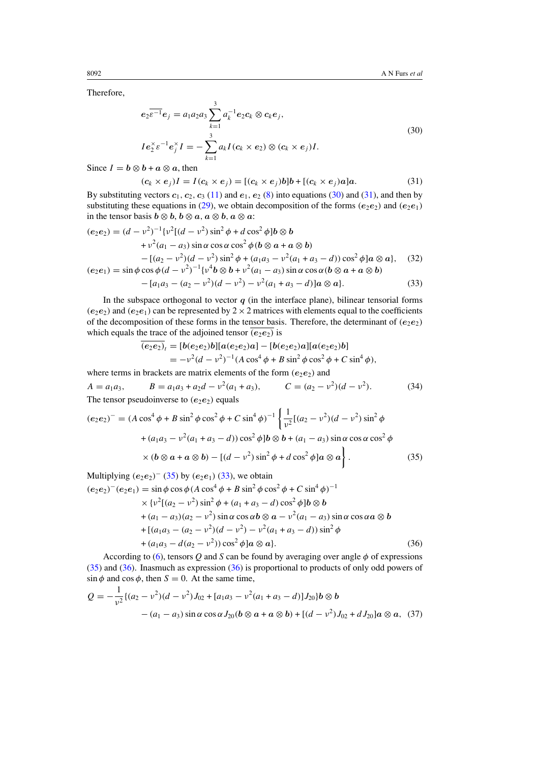Therefore,

$$
\begin{aligned}
\boldsymbol{e}_2\overline{\varepsilon^{-1}}\boldsymbol{e}_j &= a_1a_2a_3\sum_{k=1}^{3} a_k^{-1}\boldsymbol{e}_2\boldsymbol{c}_k \otimes \boldsymbol{c}_k\boldsymbol{e}_j,\\
I\boldsymbol{e}_2^{\times}\varepsilon^{-1}\boldsymbol{e}_j^{\times}I &= -\sum_{k=1}^{3} a_k I(\boldsymbol{c}_k\times\boldsymbol{e}_2)\otimes(\boldsymbol{c}_k\times\boldsymbol{e}_j)I.
\end{aligned}
\tag{30}
$$

Since $I = \boldsymbol{b}\otimes\boldsymbol{b} + \boldsymbol{a}\otimes\boldsymbol{a}$, then

$$
(\boldsymbol{c}_k\times\boldsymbol{e}_j)I = I(\boldsymbol{c}_k\times\boldsymbol{e}_j) = [(\boldsymbol{c}_k\times\boldsymbol{e}_j)\boldsymbol{b}]\boldsymbol{b} + [(\boldsymbol{c}_k\times\boldsymbol{e}_j)\boldsymbol{a}]\boldsymbol{a}. \tag{31}
$$

By substituting vectors $\boldsymbol{c}_1, \boldsymbol{c}_2, \boldsymbol{c}_3$ (11) and $\boldsymbol{e}_1, \boldsymbol{e}_2$ (8) into equations (30) and (31), and then by substituting these equations in (29), we obtain decomposition of the forms $(\boldsymbol{e}_2\boldsymbol{e}_2)$ and $(\boldsymbol{e}_2\boldsymbol{e}_1)$ in the tensor basis $\boldsymbol{b}\otimes\boldsymbol{b}, \boldsymbol{b}\otimes\boldsymbol{a}, \boldsymbol{a}\otimes\boldsymbol{b}, \boldsymbol{a}\otimes\boldsymbol{a}$:

$$
\begin{aligned}
(\boldsymbol{e}_2\boldsymbol{e}_2) &= (d-\nu^2)^{-1}\{\nu^2[(d-\nu^2)\sin^2\phi + d\cos^2\phi]\boldsymbol{b}\otimes\boldsymbol{b}\\
&\quad + \nu^2(a_1-a_3)\sin\alpha\cos\alpha\cos^2\phi(\boldsymbol{b}\otimes\boldsymbol{a}+\boldsymbol{a}\otimes\boldsymbol{b})\\
&\quad - [(a_2-\nu^2)(d-\nu^2)\sin^2\phi + (a_1a_3-\nu^2(a_1+a_3-d))\cos^2\phi]\boldsymbol{a}\otimes\boldsymbol{a}\},
\end{aligned}
\tag{32}
$$

$$
\begin{aligned}
(\boldsymbol{e}_2\boldsymbol{e}_1) &= \sin\phi\cos\phi(d-\nu^2)^{-1}\{\nu^4\boldsymbol{b}\otimes\boldsymbol{b} + \nu^2(a_1-a_3)\sin\alpha\cos\alpha(\boldsymbol{b}\otimes\boldsymbol{a}+\boldsymbol{a}\otimes\boldsymbol{b})\\
&\quad - [a_1a_3 - (a_2-\nu^2)(d-\nu^2) - \nu^2(a_1+a_3-d)]\boldsymbol{a}\otimes\boldsymbol{a}\}.
\end{aligned}
\tag{33}
$$

In the subspace orthogonal to vector $\boldsymbol{q}$ (in the interface plane), bilinear tensorial forms $(\boldsymbol{e}_2\boldsymbol{e}_2)$ and $(\boldsymbol{e}_2\boldsymbol{e}_1)$ can be represented by $2\times 2$ matrices with elements equal to the coefficients of the decomposition of these forms in the tensor basis. Therefore, the determinant of $(\boldsymbol{e}_2\boldsymbol{e}_2)$ which equals the trace of the adjoined tensor $\overline{(\boldsymbol{e}_2\boldsymbol{e}_2)}$ is

$$
\begin{aligned}
\overline{(\boldsymbol{e}_2\boldsymbol{e}_2)}_t &= [\boldsymbol{b}(\boldsymbol{e}_2\boldsymbol{e}_2)\boldsymbol{b}][\boldsymbol{a}(\boldsymbol{e}_2\boldsymbol{e}_2)\boldsymbol{a}] - [\boldsymbol{b}(\boldsymbol{e}_2\boldsymbol{e}_2)\boldsymbol{a}][\boldsymbol{a}(\boldsymbol{e}_2\boldsymbol{e}_2)\boldsymbol{b}]\\
&= -\nu^2(d-\nu^2)^{-1}(A\cos^4\phi + B\sin^2\phi\cos^2\phi + C\sin^4\phi),
\end{aligned}
$$

where terms in brackets are matrix elements of the form $(\boldsymbol{e}_2\boldsymbol{e}_2)$ and

$$
A = a_1a_3, \qquad B = a_1a_3 + a_2d - \nu^2(a_1+a_3), \qquad C = (a_2-\nu^2)(d-\nu^2). \tag{34}
$$

The tensor pseudoinverse to $(\boldsymbol{e}_2\boldsymbol{e}_2)$ equals

$$
\begin{aligned}
(\boldsymbol{e}_2\boldsymbol{e}_2)^- &= (A\cos^4\phi + B\sin^2\phi\cos^2\phi + C\sin^4\phi)^{-1}\left\{\frac{1}{\nu^2}[(a_2-\nu^2)(d-\nu^2)\sin^2\phi\right.\\
&\quad + (a_1a_3-\nu^2(a_1+a_3-d))\cos^2\phi]\boldsymbol{b}\otimes\boldsymbol{b} + (a_1-a_3)\sin\alpha\cos\alpha\cos^2\phi\\
&\quad \left.\times(\boldsymbol{b}\otimes\boldsymbol{a}+\boldsymbol{a}\otimes\boldsymbol{b}) - [(d-\nu^2)\sin^2\phi + d\cos^2\phi]\boldsymbol{a}\otimes\boldsymbol{a}\right\}.
\end{aligned}
\tag{35}
$$

Multiplying $(\boldsymbol{e}_2\boldsymbol{e}_2)^-$ (35) by $(\boldsymbol{e}_2\boldsymbol{e}_1)$ (33), we obtain

$$
\begin{aligned}
(\boldsymbol{e}_2\boldsymbol{e}_2)^-(\boldsymbol{e}_2\boldsymbol{e}_1) &= \sin\phi\cos\phi(A\cos^4\phi + B\sin^2\phi\cos^2\phi + C\sin^4\phi)^{-1}\\
&\quad \times\{\nu^2[(a_2-\nu^2)\sin^2\phi + (a_1+a_3-d)\cos^2\phi]\boldsymbol{b}\otimes\boldsymbol{b}\\
&\quad + (a_1-a_3)(a_2-\nu^2)\sin\alpha\cos\alpha\,\boldsymbol{b}\otimes\boldsymbol{a} - \nu^2(a_1-a_3)\sin\alpha\cos\alpha\,\boldsymbol{a}\otimes\boldsymbol{b}\\
&\quad + [(a_1a_3-(a_2-\nu^2)(d-\nu^2)-\nu^2(a_1+a_3-d))\sin^2\phi\\
&\quad + (a_1a_3 - d(a_2-\nu^2))\cos^2\phi]\boldsymbol{a}\otimes\boldsymbol{a}\}.
\end{aligned}
\tag{36}
$$

According to (6), tensors $Q$ and $S$ can be found by averaging over angle $\phi$ of expressions (35) and (36). Inasmuch as expression (36) is proportional to products of only odd powers of $\sin\phi$ and $\cos\phi$, then $S = 0$. At the same time,

$$
\begin{aligned}
Q &= -\frac{1}{\nu^2}\{(a_2-\nu^2)(d-\nu^2)J_{02} + [a_1a_3 - \nu^2(a_1+a_3-d)]J_{20}\}\boldsymbol{b}\otimes\boldsymbol{b}\\
&\quad - (a_1-a_3)\sin\alpha\cos\alpha\,J_{20}(\boldsymbol{b}\otimes\boldsymbol{a}+\boldsymbol{a}\otimes\boldsymbol{b}) + [(d-\nu^2)J_{02} + dJ_{20}]\boldsymbol{a}\otimes\boldsymbol{a},
\end{aligned}
\tag{37}
$$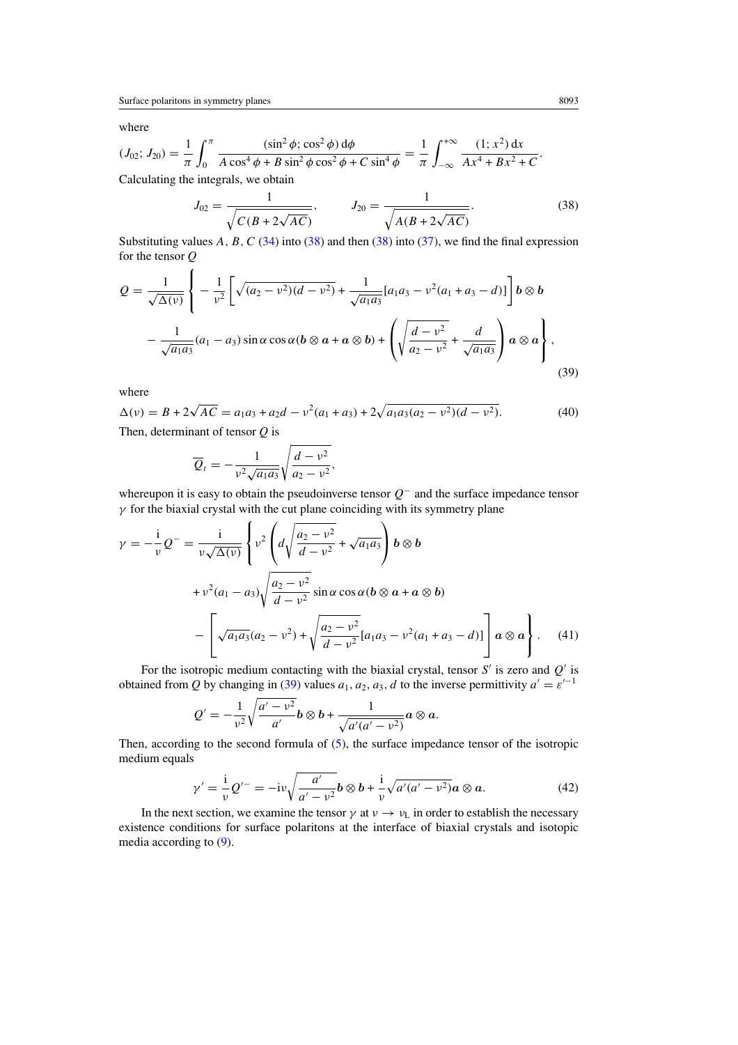where

$$(J_{02}; J_{20}) = \frac{1}{\pi}\int_0^{\pi} \frac{(\sin^2\phi; \cos^2\phi)\,\mathrm{d}\phi}{A\cos^4\phi + B\sin^2\phi\cos^2\phi + C\sin^4\phi} = \frac{1}{\pi}\int_{-\infty}^{+\infty} \frac{(1; x^2)\,\mathrm{d}x}{Ax^4 + Bx^2 + C}.$$

Calculating the integrals, we obtain

$$J_{02} = \frac{1}{\sqrt{C(B + 2\sqrt{AC})}}, \qquad J_{20} = \frac{1}{\sqrt{A(B + 2\sqrt{AC})}}. \tag{38}$$

Substituting values $A$, $B$, $C$ (34) into (38) and then (38) into (37), we find the final expression for the tensor $Q$

$$Q = \frac{1}{\sqrt{\Delta(v)}}\left\{ -\frac{1}{v^2}\left[\sqrt{(a_2 - v^2)(d - v^2)} + \frac{1}{\sqrt{a_1 a_3}}[a_1 a_3 - v^2(a_1 + a_3 - d)]\right]\boldsymbol{b}\otimes\boldsymbol{b} \right.$$
$$\left. - \frac{1}{\sqrt{a_1 a_3}}(a_1 - a_3)\sin\alpha\cos\alpha(\boldsymbol{b}\otimes\boldsymbol{a} + \boldsymbol{a}\otimes\boldsymbol{b}) + \left(\sqrt{\frac{d - v^2}{a_2 - v^2}} + \frac{d}{\sqrt{a_1 a_3}}\right)\boldsymbol{a}\otimes\boldsymbol{a}\right\}, \tag{39}$$

where

$$\Delta(v) = B + 2\sqrt{AC} = a_1 a_3 + a_2 d - v^2(a_1 + a_3) + 2\sqrt{a_1 a_3(a_2 - v^2)(d - v^2)}. \tag{40}$$

Then, determinant of tensor $Q$ is

$$\overline{Q}_t = -\frac{1}{v^2\sqrt{a_1 a_3}}\sqrt{\frac{d - v^2}{a_2 - v^2}},$$

whereupon it is easy to obtain the pseudoinverse tensor $Q^-$ and the surface impedance tensor $\gamma$ for the biaxial crystal with the cut plane coinciding with its symmetry plane

$$\gamma = -\frac{\mathrm{i}}{v}Q^- = \frac{\mathrm{i}}{v\sqrt{\Delta(v)}}\left\{ v^2\left(d\sqrt{\frac{a_2 - v^2}{d - v^2}} + \sqrt{a_1 a_3}\right)\boldsymbol{b}\otimes\boldsymbol{b} \right.$$
$$+ v^2(a_1 - a_3)\sqrt{\frac{a_2 - v^2}{d - v^2}}\sin\alpha\cos\alpha(\boldsymbol{b}\otimes\boldsymbol{a} + \boldsymbol{a}\otimes\boldsymbol{b})$$
$$\left. - \left[\sqrt{a_1 a_3}(a_2 - v^2) + \sqrt{\frac{a_2 - v^2}{d - v^2}}[a_1 a_3 - v^2(a_1 + a_3 - d)]\right]\boldsymbol{a}\otimes\boldsymbol{a}\right\}. \tag{41}$$

For the isotropic medium contacting with the biaxial crystal, tensor $S'$ is zero and $Q'$ is obtained from $Q$ by changing in (39) values $a_1, a_2, a_3, d$ to the inverse permittivity $a' = \varepsilon'^{-1}$

$$Q' = -\frac{1}{v^2}\sqrt{\frac{a' - v^2}{a'}}\boldsymbol{b}\otimes\boldsymbol{b} + \frac{1}{\sqrt{a'(a' - v^2)}}\boldsymbol{a}\otimes\boldsymbol{a}.$$

Then, according to the second formula of (5), the surface impedance tensor of the isotropic medium equals

$$\gamma' = \frac{\mathrm{i}}{v}Q'^- = -\mathrm{i}v\sqrt{\frac{a'}{a' - v^2}}\boldsymbol{b}\otimes\boldsymbol{b} + \frac{\mathrm{i}}{v}\sqrt{a'(a' - v^2)}\boldsymbol{a}\otimes\boldsymbol{a}. \tag{42}$$

In the next section, we examine the tensor $\gamma$ at $v \to v_{\mathrm{L}}$ in order to establish the necessary existence conditions for surface polaritons at the interface of biaxial crystals and isotropic media according to (9).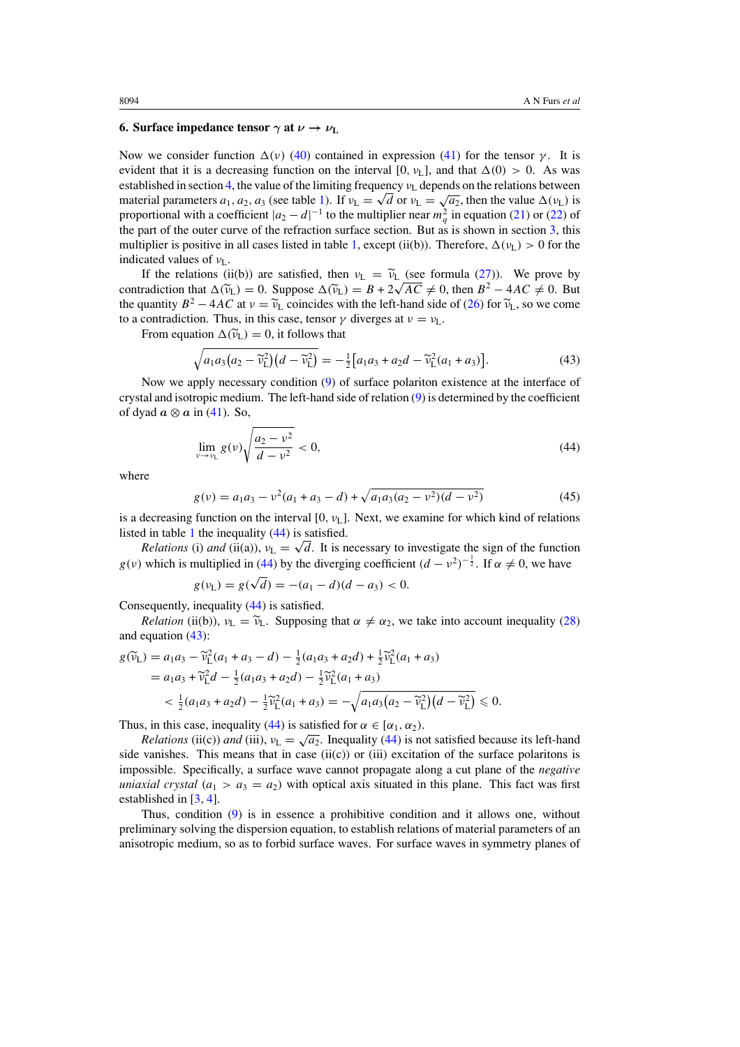## 6. Surface impedance tensor $\gamma$ at $\nu \to \nu_{\mathrm{L}}$

Now we consider function $\Delta(\nu)$ (40) contained in expression (41) for the tensor $\gamma$. It is evident that it is a decreasing function on the interval $[0, \nu_{\mathrm{L}}]$, and that $\Delta(0) > 0$. As was established in section 4, the value of the limiting frequency $\nu_{\mathrm{L}}$ depends on the relations between material parameters $a_1, a_2, a_3$ (see table 1). If $\nu_{\mathrm{L}} = \sqrt{d}$ or $\nu_{\mathrm{L}} = \sqrt{a_2}$, then the value $\Delta(\nu_{\mathrm{L}})$ is proportional with a coefficient $|a_2 - d|^{-1}$ to the multiplier near $m_q^2$ in equation (21) or (22) of the part of the outer curve of the refraction surface section. But as is shown in section 3, this multiplier is positive in all cases listed in table 1, except (ii(b)). Therefore, $\Delta(\nu_{\mathrm{L}}) > 0$ for the indicated values of $\nu_{\mathrm{L}}$.

If the relations (ii(b)) are satisfied, then $\nu_{\mathrm{L}} = \widetilde{\nu}_{\mathrm{L}}$ (see formula (27)). We prove by contradiction that $\Delta(\widetilde{\nu}_{\mathrm{L}}) = 0$. Suppose $\Delta(\widetilde{\nu}_{\mathrm{L}}) = B + 2\sqrt{AC} \neq 0$, then $B^2 - 4AC \neq 0$. But the quantity $B^2 - 4AC$ at $\nu = \widetilde{\nu}_{\mathrm{L}}$ coincides with the left-hand side of (26) for $\widetilde{\nu}_{\mathrm{L}}$, so we come to a contradiction. Thus, in this case, tensor $\gamma$ diverges at $\nu = \nu_{\mathrm{L}}$.

From equation $\Delta(\widetilde{\nu}_{\mathrm{L}}) = 0$, it follows that

$$\sqrt{a_1 a_3 \left(a_2 - \widetilde{\nu}_{\mathrm{L}}^2\right)\left(d - \widetilde{\nu}_{\mathrm{L}}^2\right)} = -\tfrac{1}{2}\left[a_1 a_3 + a_2 d - \widetilde{\nu}_{\mathrm{L}}^2 (a_1 + a_3)\right]. \tag{43}$$

Now we apply necessary condition (9) of surface polariton existence at the interface of crystal and isotropic medium. The left-hand side of relation (9) is determined by the coefficient of dyad $\boldsymbol{a} \otimes \boldsymbol{a}$ in (41). So,

$$\lim_{\nu \to \nu_{\mathrm{L}}} g(\nu) \sqrt{\frac{a_2 - \nu^2}{d - \nu^2}} < 0, \tag{44}$$

where

$$g(\nu) = a_1 a_3 - \nu^2 (a_1 + a_3 - d) + \sqrt{a_1 a_3 (a_2 - \nu^2)(d - \nu^2)} \tag{45}$$

is a decreasing function on the interval $[0, \nu_{\mathrm{L}}]$. Next, we examine for which kind of relations listed in table 1 the inequality (44) is satisfied.

*Relations* (i) *and* (ii(a)), $\nu_{\mathrm{L}} = \sqrt{d}$. It is necessary to investigate the sign of the function $g(\nu)$ which is multiplied in (44) by the diverging coefficient $(d - \nu^2)^{-\frac{1}{2}}$. If $\alpha \neq 0$, we have

$$g(\nu_{\mathrm{L}}) = g(\sqrt{d}) = -(a_1 - d)(d - a_3) < 0.$$

Consequently, inequality (44) is satisfied.

*Relation* (ii(b)), $\nu_{\mathrm{L}} = \widetilde{\nu}_{\mathrm{L}}$. Supposing that $\alpha \neq \alpha_2$, we take into account inequality (28) and equation (43):

$$\begin{aligned}
g(\widetilde{\nu}_{\mathrm{L}}) &= a_1 a_3 - \widetilde{\nu}_{\mathrm{L}}^2 (a_1 + a_3 - d) - \tfrac{1}{2}(a_1 a_3 + a_2 d) + \tfrac{1}{2}\widetilde{\nu}_{\mathrm{L}}^2 (a_1 + a_3) \\
&= a_1 a_3 + \widetilde{\nu}_{\mathrm{L}}^2 d - \tfrac{1}{2}(a_1 a_3 + a_2 d) - \tfrac{1}{2}\widetilde{\nu}_{\mathrm{L}}^2 (a_1 + a_3) \\
&< \tfrac{1}{2}(a_1 a_3 + a_2 d) - \tfrac{1}{2}\widetilde{\nu}_{\mathrm{L}}^2 (a_1 + a_3) = -\sqrt{a_1 a_3 \left(a_2 - \widetilde{\nu}_{\mathrm{L}}^2\right)\left(d - \widetilde{\nu}_{\mathrm{L}}^2\right)} \leqslant 0.
\end{aligned}$$

Thus, in this case, inequality (44) is satisfied for $\alpha \in [\alpha_1, \alpha_2)$.

*Relations* (ii(c)) *and* (iii), $\nu_{\mathrm{L}} = \sqrt{a_2}$. Inequality (44) is not satisfied because its left-hand side vanishes. This means that in case (ii(c)) or (iii) excitation of the surface polaritons is impossible. Specifically, a surface wave cannot propagate along a cut plane of the *negative uniaxial crystal* ($a_1 > a_3 = a_2$) with optical axis situated in this plane. This fact was first established in [3, 4].

Thus, condition (9) is in essence a prohibitive condition and it allows one, without preliminary solving the dispersion equation, to establish relations of material parameters of an anisotropic medium, so as to forbid surface waves. For surface waves in symmetry planes of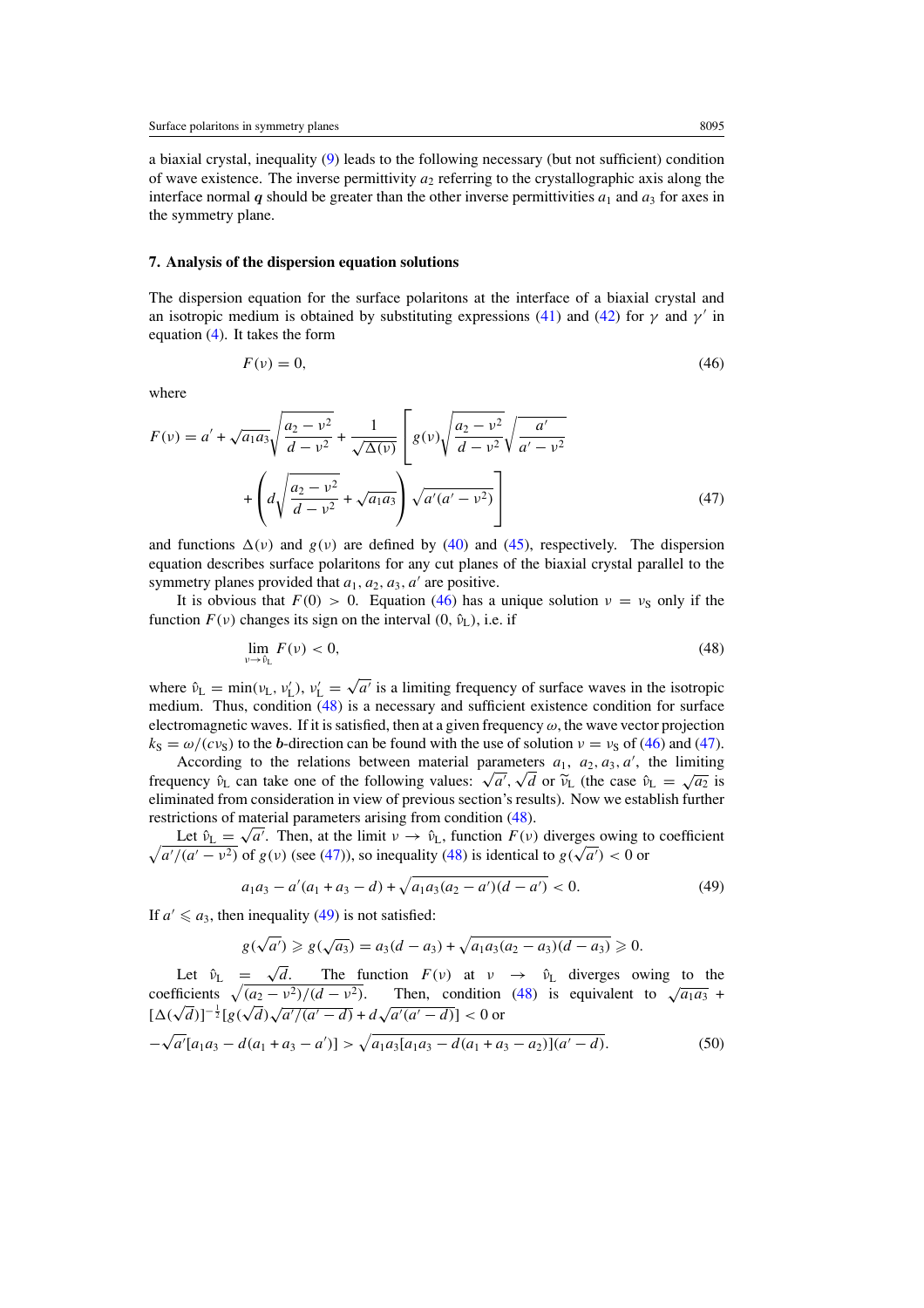a biaxial crystal, inequality (9) leads to the following necessary (but not sufficient) condition of wave existence. The inverse permittivity $a_2$ referring to the crystallographic axis along the interface normal $\boldsymbol{q}$ should be greater than the other inverse permittivities $a_1$ and $a_3$ for axes in the symmetry plane.

## 7. Analysis of the dispersion equation solutions

The dispersion equation for the surface polaritons at the interface of a biaxial crystal and an isotropic medium is obtained by substituting expressions (41) and (42) for $\gamma$ and $\gamma'$ in equation (4). It takes the form

$$F(\nu) = 0, \tag{46}$$

where

$$F(\nu) = a' + \sqrt{a_1 a_3}\sqrt{\frac{a_2 - \nu^2}{d - \nu^2}} + \frac{1}{\sqrt{\Delta(\nu)}}\left[g(\nu)\sqrt{\frac{a_2 - \nu^2}{d - \nu^2}}\sqrt{\frac{a'}{a' - \nu^2}} + \left(d\sqrt{\frac{a_2 - \nu^2}{d - \nu^2}} + \sqrt{a_1 a_3}\right)\sqrt{a'(a' - \nu^2)}\right] \tag{47}$$

and functions $\Delta(\nu)$ and $g(\nu)$ are defined by (40) and (45), respectively. The dispersion equation describes surface polaritons for any cut planes of the biaxial crystal parallel to the symmetry planes provided that $a_1, a_2, a_3, a'$ are positive.

It is obvious that $F(0) > 0$. Equation (46) has a unique solution $\nu = \nu_S$ only if the function $F(\nu)$ changes its sign on the interval $(0, \hat{\nu}_L)$, i.e. if

$$\lim_{\nu \to \hat{\nu}_L} F(\nu) < 0, \tag{48}$$

where $\hat{\nu}_L = \min(\nu_L, \nu_L')$, $\nu_L' = \sqrt{a'}$ is a limiting frequency of surface waves in the isotropic medium. Thus, condition (48) is a necessary and sufficient existence condition for surface electromagnetic waves. If it is satisfied, then at a given frequency $\omega$, the wave vector projection $k_S = \omega/(c\nu_S)$ to the $\boldsymbol{b}$-direction can be found with the use of solution $\nu = \nu_S$ of (46) and (47).

According to the relations between material parameters $a_1$, $a_2, a_3, a'$, the limiting frequency $\hat{\nu}_L$ can take one of the following values: $\sqrt{a'}, \sqrt{d}$ or $\tilde{\nu}_L$ (the case $\hat{\nu}_L = \sqrt{a_2}$ is eliminated from consideration in view of previous section's results). Now we establish further restrictions of material parameters arising from condition (48).

Let $\hat{\nu}_L = \sqrt{a'}$. Then, at the limit $\nu \to \hat{\nu}_L$, function $F(\nu)$ diverges owing to coefficient $\sqrt{a'/(a' - \nu^2)}$ of $g(\nu)$ (see (47)), so inequality (48) is identical to $g(\sqrt{a'}) < 0$ or

$$a_1 a_3 - a'(a_1 + a_3 - d) + \sqrt{a_1 a_3 (a_2 - a')(d - a')} < 0. \tag{49}$$

If $a' \leqslant a_3$, then inequality (49) is not satisfied:

$$g(\sqrt{a'}) \geqslant g(\sqrt{a_3}) = a_3(d - a_3) + \sqrt{a_1 a_3 (a_2 - a_3)(d - a_3)} \geqslant 0.$$

Let $\hat{\nu}_L = \sqrt{d}$. The function $F(\nu)$ at $\nu \to \hat{\nu}_L$ diverges owing to the coefficients $\sqrt{(a_2 - \nu^2)/(d - \nu^2)}$. Then, condition (48) is equivalent to $\sqrt{a_1 a_3} + [\Delta(\sqrt{d})]^{-\frac{1}{2}}[g(\sqrt{d})\sqrt{a'/(a' - d)} + d\sqrt{a'(a' - d)}] < 0$ or

$$-\sqrt{a'}[a_1 a_3 - d(a_1 + a_3 - a')] > \sqrt{a_1 a_3 [a_1 a_3 - d(a_1 + a_3 - a_2)](a' - d)}. \tag{50}$$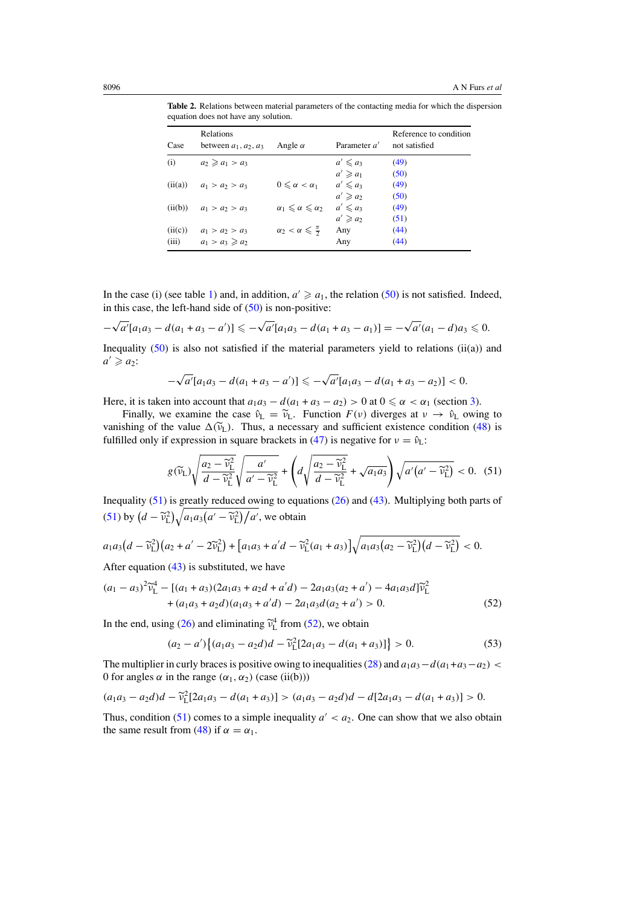**Table 2.** Relations between material parameters of the contacting media for which the dispersion equation does not have any solution.

| Case | Relations between $a_1, a_2, a_3$ | Angle $\alpha$ | Parameter $a'$ | Reference to condition not satisfied |
|---|---|---|---|---|
| (i) | $a_2 \geqslant a_1 > a_3$ | | $a' \leqslant a_3$ | (49) |
| | | | $a' \geqslant a_1$ | (50) |
| (ii(a)) | $a_1 > a_2 > a_3$ | $0 \leqslant \alpha < \alpha_1$ | $a' \leqslant a_3$ | (49) |
| | | | $a' \geqslant a_2$ | (50) |
| (ii(b)) | $a_1 > a_2 > a_3$ | $\alpha_1 \leqslant \alpha \leqslant \alpha_2$ | $a' \leqslant a_3$ | (49) |
| | | | $a' \geqslant a_2$ | (51) |
| (ii(c)) | $a_1 > a_2 > a_3$ | $\alpha_2 < \alpha \leqslant \frac{\pi}{2}$ | Any | (44) |
| (iii) | $a_1 > a_3 \geqslant a_2$ | | Any | (44) |

In the case (i) (see table 1) and, in addition, $a' \geqslant a_1$, the relation (50) is not satisfied. Indeed, in this case, the left-hand side of (50) is non-positive:

$$-\sqrt{a'}[a_1a_3 - d(a_1 + a_3 - a')] \leqslant -\sqrt{a'}[a_1a_3 - d(a_1 + a_3 - a_1)] = -\sqrt{a'}(a_1 - d)a_3 \leqslant 0.$$

Inequality (50) is also not satisfied if the material parameters yield to relations (ii(a)) and $a' \geqslant a_2$:

$$-\sqrt{a'}[a_1a_3 - d(a_1 + a_3 - a')] \leqslant -\sqrt{a'}[a_1a_3 - d(a_1 + a_3 - a_2)] < 0.$$

Here, it is taken into account that $a_1a_3 - d(a_1 + a_3 - a_2) > 0$ at $0 \leqslant \alpha < \alpha_1$ (section 3).

Finally, we examine the case $\hat{\nu}_{\rm L} = \widetilde{\nu}_{\rm L}$. Function $F(\nu)$ diverges at $\nu \to \hat{\nu}_{\rm L}$ owing to vanishing of the value $\Delta(\widetilde{\nu}_{\rm L})$. Thus, a necessary and sufficient existence condition (48) is fulfilled only if expression in square brackets in (47) is negative for $\nu = \hat{\nu}_{\rm L}$:

$$g(\widetilde{\nu}_{\rm L})\sqrt{\frac{a_2 - \widetilde{\nu}_{\rm L}^2}{d - \widetilde{\nu}_{\rm L}^2}}\sqrt{\frac{a'}{a' - \widetilde{\nu}_{\rm L}^2}} + \left(d\sqrt{\frac{a_2 - \widetilde{\nu}_{\rm L}^2}{d - \widetilde{\nu}_{\rm L}^2}} + \sqrt{a_1a_3}\right)\sqrt{a'\left(a' - \widetilde{\nu}_{\rm L}^2\right)} < 0. \quad (51)$$

Inequality (51) is greatly reduced owing to equations (26) and (43). Multiplying both parts of (51) by $\left(d - \widetilde{\nu}_{\rm L}^2\right)\sqrt{a_1a_3\left(a' - \widetilde{\nu}_{\rm L}^2\right)/a'}$, we obtain

$$a_1a_3\left(d - \widetilde{\nu}_{\rm L}^2\right)\left(a_2 + a' - 2\widetilde{\nu}_{\rm L}^2\right) + \left[a_1a_3 + a'd - \widetilde{\nu}_{\rm L}^2(a_1 + a_3)\right]\sqrt{a_1a_3\left(a_2 - \widetilde{\nu}_{\rm L}^2\right)\left(d - \widetilde{\nu}_{\rm L}^2\right)} < 0.$$

After equation (43) is substituted, we have

$$\begin{aligned}(a_1 - a_3)^2\widetilde{\nu}_{\rm L}^4 &- [(a_1 + a_3)(2a_1a_3 + a_2d + a'd) - 2a_1a_3(a_2 + a') - 4a_1a_3d]\widetilde{\nu}_{\rm L}^2 \\ &+ (a_1a_3 + a_2d)(a_1a_3 + a'd) - 2a_1a_3d(a_2 + a') > 0.\end{aligned} \quad (52)$$

In the end, using (26) and eliminating $\widetilde{\nu}_{\rm L}^4$ from (52), we obtain

$$(a_2 - a')\left\{(a_1a_3 - a_2d)d - \widetilde{\nu}_{\rm L}^2[2a_1a_3 - d(a_1 + a_3)]\right\} > 0. \quad (53)$$

The multiplier in curly braces is positive owing to inequalities (28) and $a_1a_3 - d(a_1+a_3-a_2) < 0$ for angles $\alpha$ in the range $(\alpha_1, \alpha_2)$ (case (ii(b)))

$$(a_1a_3 - a_2d)d - \widetilde{\nu}_{\rm L}^2[2a_1a_3 - d(a_1 + a_3)] > (a_1a_3 - a_2d)d - d[2a_1a_3 - d(a_1 + a_3)] > 0.$$

Thus, condition (51) comes to a simple inequality $a' < a_2$. One can show that we also obtain the same result from (48) if $\alpha = \alpha_1$.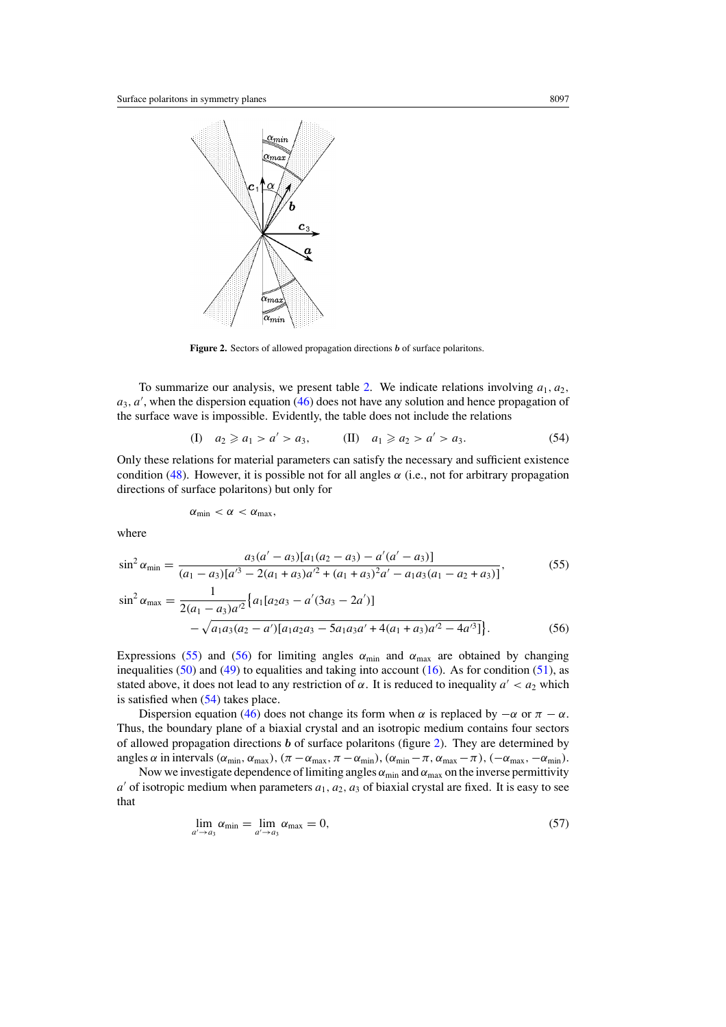Figure 2. Sectors of allowed propagation directions $\boldsymbol{b}$ of surface polaritons.

To summarize our analysis, we present table 2. We indicate relations involving $a_1$, $a_2$, $a_3$, $a'$, when the dispersion equation (46) does not have any solution and hence propagation of the surface wave is impossible. Evidently, the table does not include the relations

$$\text{(I)} \quad a_2 \geqslant a_1 > a' > a_3, \qquad \text{(II)} \quad a_1 \geqslant a_2 > a' > a_3. \tag{54}$$

Only these relations for material parameters can satisfy the necessary and sufficient existence condition (48). However, it is possible not for all angles $\alpha$ (i.e., not for arbitrary propagation directions of surface polaritons) but only for

$$\alpha_{\min} < \alpha < \alpha_{\max},$$

where

$$\sin^2 \alpha_{\min} = \frac{a_3(a' - a_3)[a_1(a_2 - a_3) - a'(a' - a_3)]}{(a_1 - a_3)[a'^3 - 2(a_1 + a_3)a'^2 + (a_1 + a_3)^2 a' - a_1 a_3 (a_1 - a_2 + a_3)]}, \tag{55}$$

$$\sin^2 \alpha_{\max} = \frac{1}{2(a_1 - a_3)a'^2}\{a_1[a_2 a_3 - a'(3a_3 - 2a')] - \sqrt{a_1 a_3 (a_2 - a')[a_1 a_2 a_3 - 5 a_1 a_3 a' + 4(a_1 + a_3)a'^2 - 4a'^3]}\}. \tag{56}$$

Expressions (55) and (56) for limiting angles $\alpha_{\min}$ and $\alpha_{\max}$ are obtained by changing inequalities (50) and (49) to equalities and taking into account (16). As for condition (51), as stated above, it does not lead to any restriction of $\alpha$. It is reduced to inequality $a' < a_2$ which is satisfied when (54) takes place.

Dispersion equation (46) does not change its form when $\alpha$ is replaced by $-\alpha$ or $\pi - \alpha$. Thus, the boundary plane of a biaxial crystal and an isotropic medium contains four sectors of allowed propagation directions $\boldsymbol{b}$ of surface polaritons (figure 2). They are determined by angles $\alpha$ in intervals $(\alpha_{\min}, \alpha_{\max})$, $(\pi - \alpha_{\max}, \pi - \alpha_{\min})$, $(\alpha_{\min} - \pi, \alpha_{\max} - \pi)$, $(-\alpha_{\max}, -\alpha_{\min})$.

Now we investigate dependence of limiting angles $\alpha_{\min}$ and $\alpha_{\max}$ on the inverse permittivity $a'$ of isotropic medium when parameters $a_1$, $a_2$, $a_3$ of biaxial crystal are fixed. It is easy to see that

$$\lim_{a' \to a_3} \alpha_{\min} = \lim_{a' \to a_3} \alpha_{\max} = 0, \tag{57}$$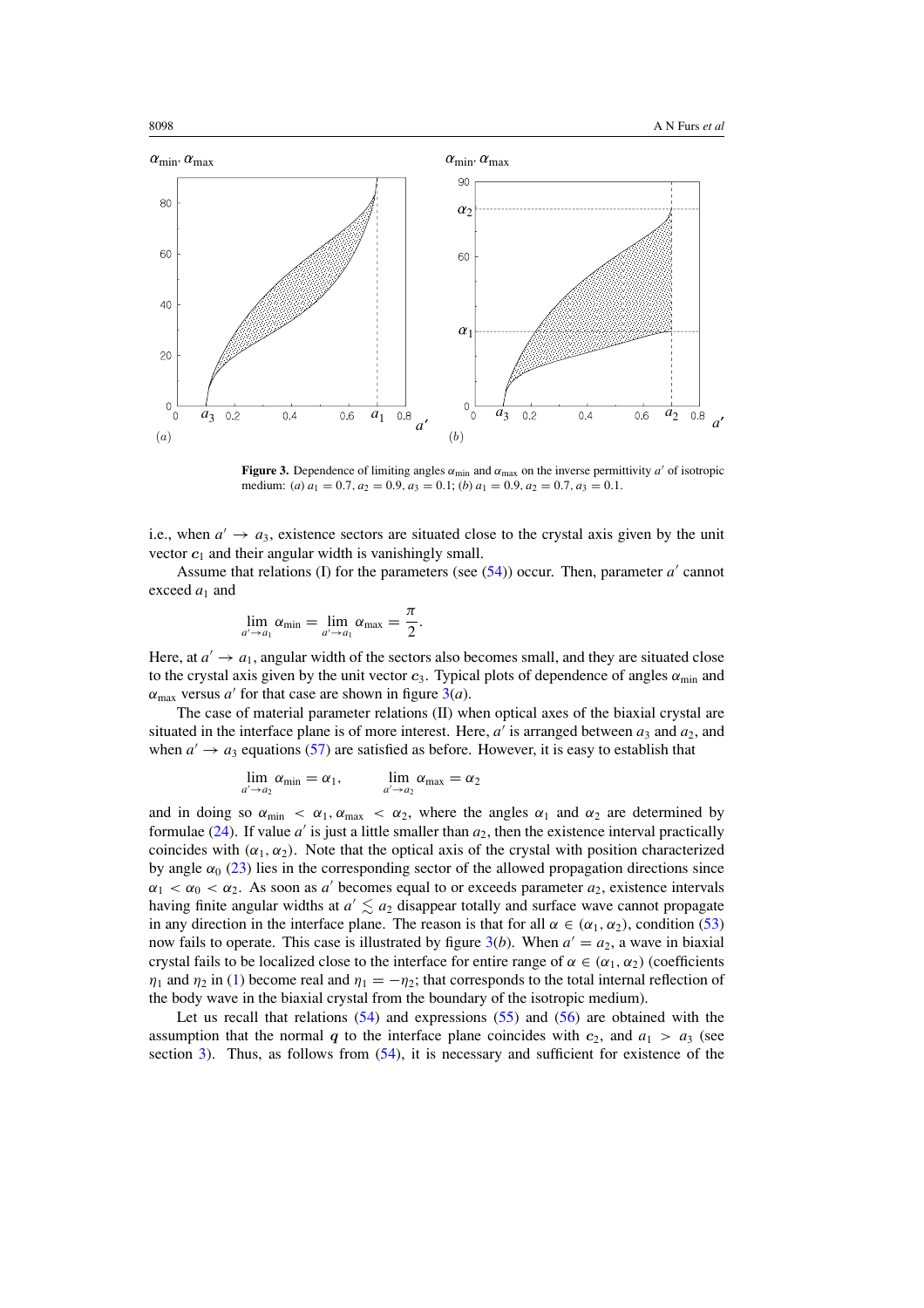Figure 3. Dependence of limiting angles $\alpha_{\min}$ and $\alpha_{\max}$ on the inverse permittivity $a'$ of isotropic medium: (a) $a_1 = 0.7$, $a_2 = 0.9$, $a_3 = 0.1$; (b) $a_1 = 0.9$, $a_2 = 0.7$, $a_3 = 0.1$.

i.e., when $a' \to a_3$, existence sectors are situated close to the crystal axis given by the unit vector $\boldsymbol{c}_1$ and their angular width is vanishingly small.

Assume that relations (I) for the parameters (see (54)) occur. Then, parameter $a'$ cannot exceed $a_1$ and

$$\lim_{a' \to a_1} \alpha_{\min} = \lim_{a' \to a_1} \alpha_{\max} = \frac{\pi}{2}.$$

Here, at $a' \to a_1$, angular width of the sectors also becomes small, and they are situated close to the crystal axis given by the unit vector $\boldsymbol{c}_3$. Typical plots of dependence of angles $\alpha_{\min}$ and $\alpha_{\max}$ versus $a'$ for that case are shown in figure 3(a).

The case of material parameter relations (II) when optical axes of the biaxial crystal are situated in the interface plane is of more interest. Here, $a'$ is arranged between $a_3$ and $a_2$, and when $a' \to a_3$ equations (57) are satisfied as before. However, it is easy to establish that

$$\lim_{a' \to a_2} \alpha_{\min} = \alpha_1, \qquad \lim_{a' \to a_2} \alpha_{\max} = \alpha_2$$

and in doing so $\alpha_{\min} < \alpha_1, \alpha_{\max} < \alpha_2$, where the angles $\alpha_1$ and $\alpha_2$ are determined by formulae (24). If value $a'$ is just a little smaller than $a_2$, then the existence interval practically coincides with $(\alpha_1, \alpha_2)$. Note that the optical axis of the crystal with position characterized by angle $\alpha_0$ (23) lies in the corresponding sector of the allowed propagation directions since $\alpha_1 < \alpha_0 < \alpha_2$. As soon as $a'$ becomes equal to or exceeds parameter $a_2$, existence intervals having finite angular widths at $a' \lesssim a_2$ disappear totally and surface wave cannot propagate in any direction in the interface plane. The reason is that for all $\alpha \in (\alpha_1, \alpha_2)$, condition (53) now fails to operate. This case is illustrated by figure 3(b). When $a' = a_2$, a wave in biaxial crystal fails to be localized close to the interface for entire range of $\alpha \in (\alpha_1, \alpha_2)$ (coefficients $\eta_1$ and $\eta_2$ in (1) become real and $\eta_1 = -\eta_2$; that corresponds to the total internal reflection of the body wave in the biaxial crystal from the boundary of the isotropic medium).

Let us recall that relations (54) and expressions (55) and (56) are obtained with the assumption that the normal $\boldsymbol{q}$ to the interface plane coincides with $\boldsymbol{c}_2$, and $a_1 > a_3$ (see section 3). Thus, as follows from (54), it is necessary and sufficient for existence of the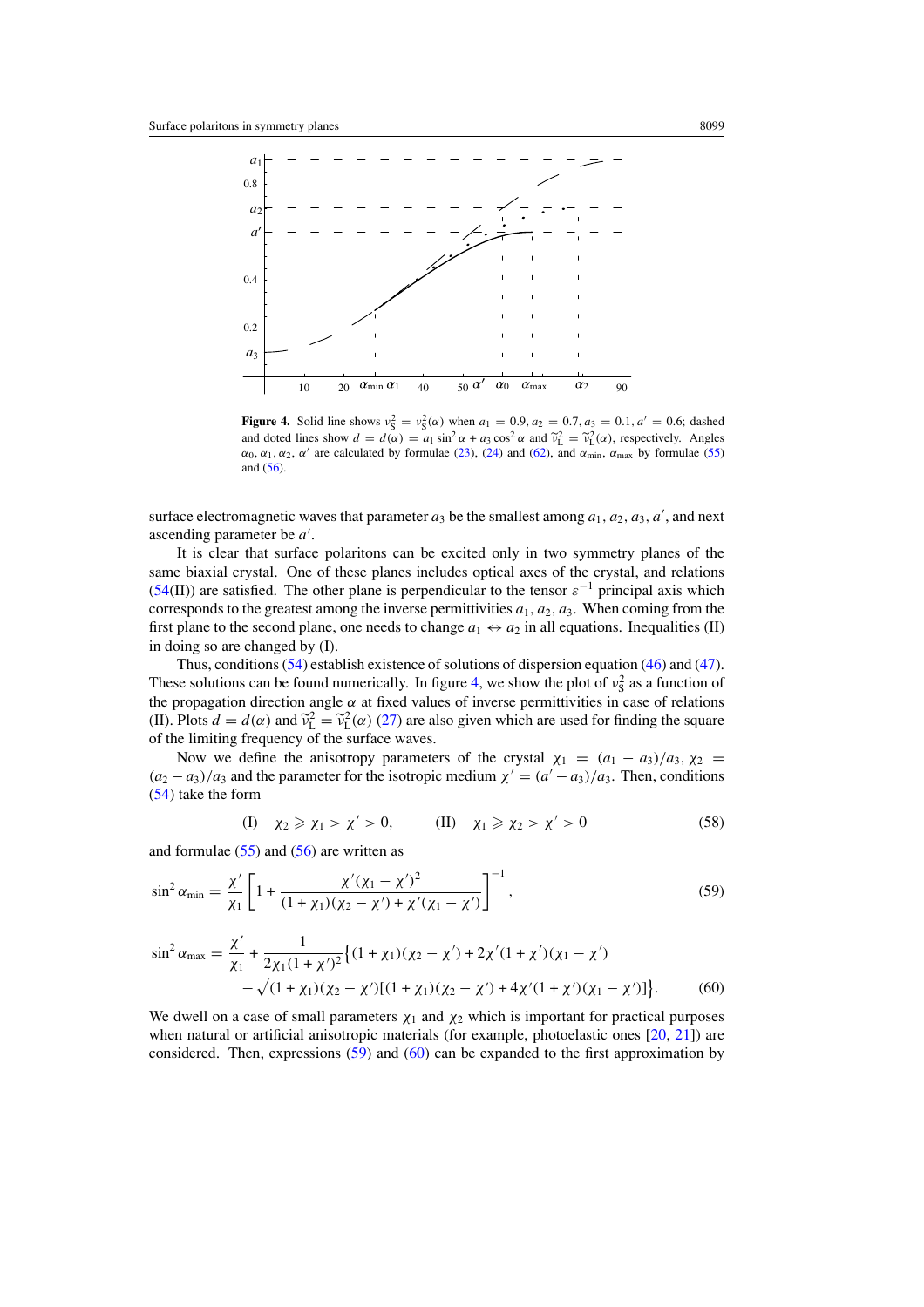**Figure 4.** Solid line shows $v_S^2 = v_S^2(\alpha)$ when $a_1 = 0.9, a_2 = 0.7, a_3 = 0.1, a' = 0.6$; dashed and doted lines show $d = d(\alpha) = a_1 \sin^2\alpha + a_3 \cos^2\alpha$ and $\widetilde{v}_L^2 = \widetilde{v}_L^2(\alpha)$, respectively. Angles $\alpha_0, \alpha_1, \alpha_2, \alpha'$ are calculated by formulae (23), (24) and (62), and $\alpha_{\min}$, $\alpha_{\max}$ by formulae (55) and (56).

surface electromagnetic waves that parameter $a_3$ be the smallest among $a_1, a_2, a_3, a'$, and next ascending parameter be $a'$.

It is clear that surface polaritons can be excited only in two symmetry planes of the same biaxial crystal. One of these planes includes optical axes of the crystal, and relations (54(II)) are satisfied. The other plane is perpendicular to the tensor $\varepsilon^{-1}$ principal axis which corresponds to the greatest among the inverse permittivities $a_1, a_2, a_3$. When coming from the first plane to the second plane, one needs to change $a_1 \leftrightarrow a_2$ in all equations. Inequalities (II) in doing so are changed by (I).

Thus, conditions (54) establish existence of solutions of dispersion equation (46) and (47). These solutions can be found numerically. In figure 4, we show the plot of $v_S^2$ as a function of the propagation direction angle $\alpha$ at fixed values of inverse permittivities in case of relations (II). Plots $d = d(\alpha)$ and $\widetilde{v}_L^2 = \widetilde{v}_L^2(\alpha)$ (27) are also given which are used for finding the square of the limiting frequency of the surface waves.

Now we define the anisotropy parameters of the crystal $\chi_1 = (a_1 - a_3)/a_3$, $\chi_2 = (a_2 - a_3)/a_3$ and the parameter for the isotropic medium $\chi' = (a' - a_3)/a_3$. Then, conditions (54) take the form

$$\text{(I)} \quad \chi_2 \geqslant \chi_1 > \chi' > 0, \qquad \text{(II)} \quad \chi_1 \geqslant \chi_2 > \chi' > 0 \tag{58}$$

and formulae (55) and (56) are written as

$$\sin^2\alpha_{\min} = \frac{\chi'}{\chi_1}\left[1 + \frac{\chi'(\chi_1 - \chi')^2}{(1+\chi_1)(\chi_2 - \chi') + \chi'(\chi_1 - \chi')}\right]^{-1}, \tag{59}$$

$$\sin^2\alpha_{\max} = \frac{\chi'}{\chi_1} + \frac{1}{2\chi_1(1+\chi')^2}\big\{(1+\chi_1)(\chi_2 - \chi') + 2\chi'(1+\chi')(\chi_1 - \chi') - \sqrt{(1+\chi_1)(\chi_2 - \chi')[(1+\chi_1)(\chi_2 - \chi') + 4\chi'(1+\chi')(\chi_1 - \chi')]}\big\}. \tag{60}$$

We dwell on a case of small parameters $\chi_1$ and $\chi_2$ which is important for practical purposes when natural or artificial anisotropic materials (for example, photoelastic ones [20, 21]) are considered. Then, expressions (59) and (60) can be expanded to the first approximation by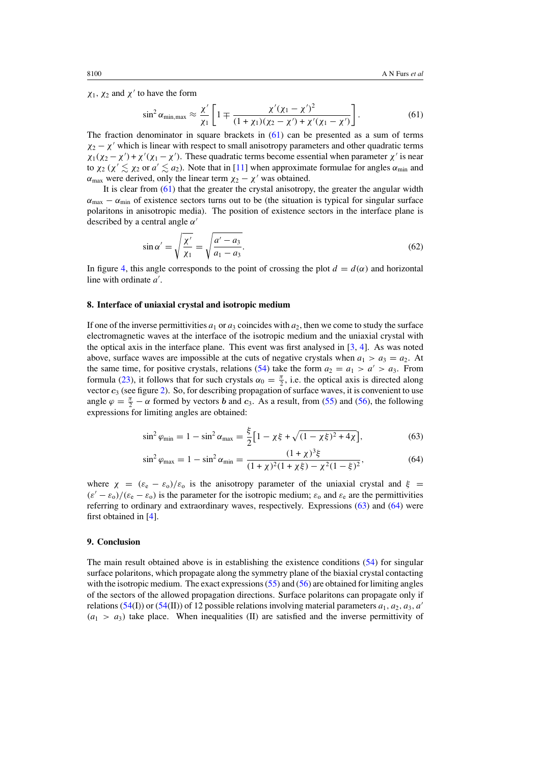$\chi_1$, $\chi_2$ and $\chi'$ to have the form

$$\sin^2\alpha_{\min,\max} \approx \frac{\chi'}{\chi_1}\left[1 \mp \frac{\chi'(\chi_1-\chi')^2}{(1+\chi_1)(\chi_2-\chi')+\chi'(\chi_1-\chi')}\right]. \tag{61}$$

The fraction denominator in square brackets in (61) can be presented as a sum of terms $\chi_2 - \chi'$ which is linear with respect to small anisotropy parameters and other quadratic terms $\chi_1(\chi_2-\chi') + \chi'(\chi_1-\chi')$. These quadratic terms become essential when parameter $\chi'$ is near to $\chi_2$ ($\chi' \lesssim \chi_2$ or $a' \lesssim a_2$). Note that in [11] when approximate formulae for angles $\alpha_{\min}$ and $\alpha_{\max}$ were derived, only the linear term $\chi_2 - \chi'$ was obtained.

It is clear from (61) that the greater the crystal anisotropy, the greater the angular width $\alpha_{\max} - \alpha_{\min}$ of existence sectors turns out to be (the situation is typical for singular surface polaritons in anisotropic media). The position of existence sectors in the interface plane is described by a central angle $\alpha'$

$$\sin\alpha' = \sqrt{\frac{\chi'}{\chi_1}} = \sqrt{\frac{a'-a_3}{a_1-a_3}}. \tag{62}$$

In figure 4, this angle corresponds to the point of crossing the plot $d = d(\alpha)$ and horizontal line with ordinate $a'$.

## 8. Interface of uniaxial crystal and isotropic medium

If one of the inverse permittivities $a_1$ or $a_3$ coincides with $a_2$, then we come to study the surface electromagnetic waves at the interface of the isotropic medium and the uniaxial crystal with the optical axis in the interface plane. This event was first analysed in [3, 4]. As was noted above, surface waves are impossible at the cuts of negative crystals when $a_1 > a_3 = a_2$. At the same time, for positive crystals, relations (54) take the form $a_2 = a_1 > a' > a_3$. From formula (23), it follows that for such crystals $\alpha_0 = \frac{\pi}{2}$, i.e. the optical axis is directed along vector $\boldsymbol{c}_3$ (see figure 2). So, for describing propagation of surface waves, it is convenient to use angle $\varphi = \frac{\pi}{2} - \alpha$ formed by vectors $\boldsymbol{b}$ and $\boldsymbol{c}_3$. As a result, from (55) and (56), the following expressions for limiting angles are obtained:

$$\sin^2\varphi_{\min} = 1 - \sin^2\alpha_{\max} = \frac{\xi}{2}\left[1 - \chi\xi + \sqrt{(1-\chi\xi)^2 + 4\chi}\right], \tag{63}$$

$$\sin^2\varphi_{\max} = 1 - \sin^2\alpha_{\min} = \frac{(1+\chi)^3\xi}{(1+\chi)^2(1+\chi\xi) - \chi^2(1-\xi)^2}, \tag{64}$$

where $\chi = (\varepsilon_e - \varepsilon_o)/\varepsilon_o$ is the anisotropy parameter of the uniaxial crystal and $\xi = (\varepsilon' - \varepsilon_o)/(\varepsilon_e - \varepsilon_o)$ is the parameter for the isotropic medium; $\varepsilon_o$ and $\varepsilon_e$ are the permittivities referring to ordinary and extraordinary waves, respectively. Expressions (63) and (64) were first obtained in [4].

## 9. Conclusion

The main result obtained above is in establishing the existence conditions (54) for singular surface polaritons, which propagate along the symmetry plane of the biaxial crystal contacting with the isotropic medium. The exact expressions (55) and (56) are obtained for limiting angles of the sectors of the allowed propagation directions. Surface polaritons can propagate only if relations (54(I)) or (54(II)) of 12 possible relations involving material parameters $a_1, a_2, a_3, a'$ ($a_1 > a_3$) take place. When inequalities (II) are satisfied and the inverse permittivity of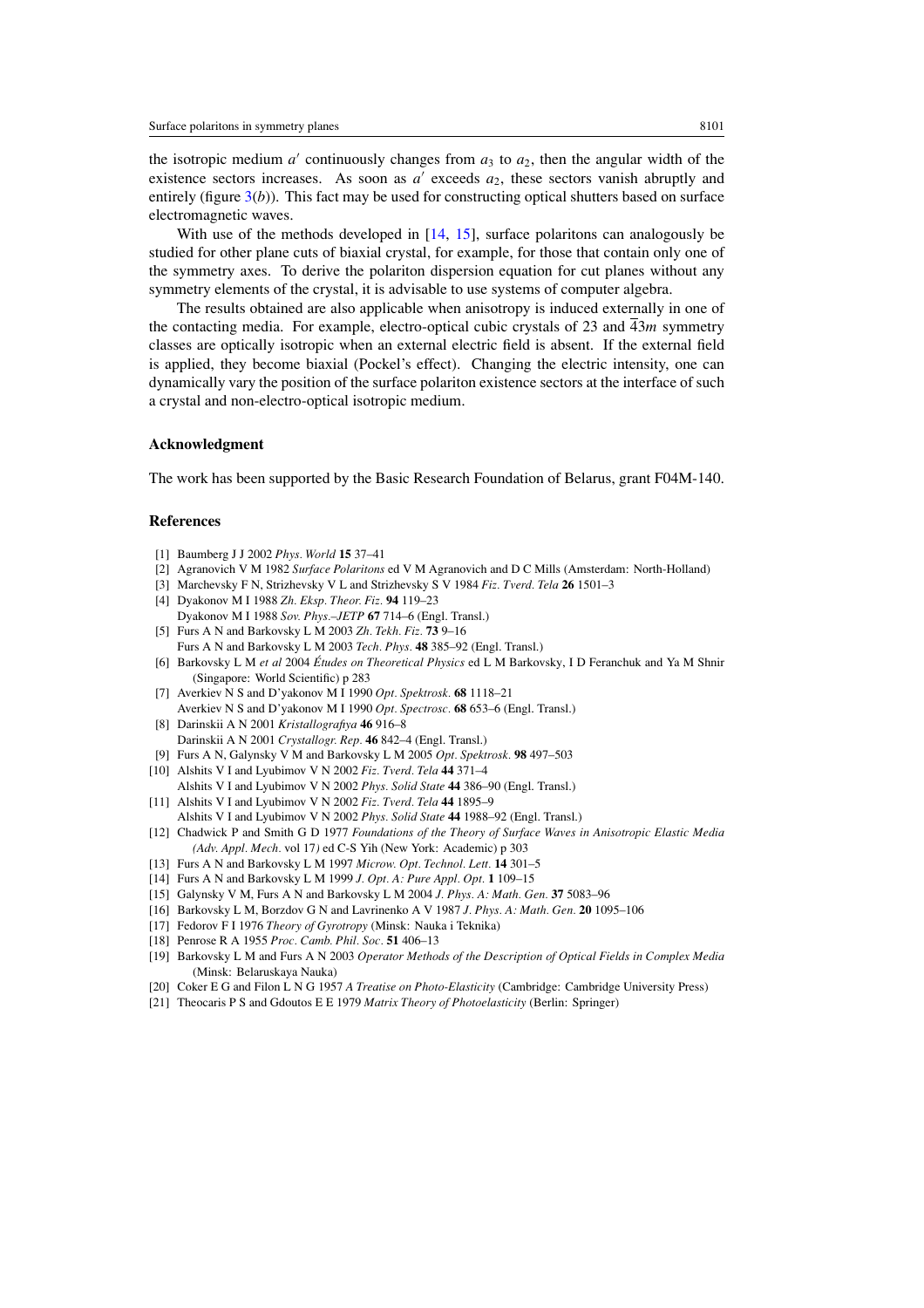the isotropic medium $a'$ continuously changes from $a_3$ to $a_2$, then the angular width of the existence sectors increases. As soon as $a'$ exceeds $a_2$, these sectors vanish abruptly and entirely (figure 3(*b*)). This fact may be used for constructing optical shutters based on surface electromagnetic waves.

With use of the methods developed in [14, 15], surface polaritons can analogously be studied for other plane cuts of biaxial crystal, for example, for those that contain only one of the symmetry axes. To derive the polariton dispersion equation for cut planes without any symmetry elements of the crystal, it is advisable to use systems of computer algebra.

The results obtained are also applicable when anisotropy is induced externally in one of the contacting media. For example, electro-optical cubic crystals of 23 and $\overline{4}3m$ symmetry classes are optically isotropic when an external electric field is absent. If the external field is applied, they become biaxial (Pockel's effect). Changing the electric intensity, one can dynamically vary the position of the surface polariton existence sectors at the interface of such a crystal and non-electro-optical isotropic medium.

### Acknowledgment

The work has been supported by the Basic Research Foundation of Belarus, grant F04M-140.

### References

[1] Baumberg J J 2002 *Phys. World* **15** 37–41
[2] Agranovich V M 1982 *Surface Polaritons* ed V M Agranovich and D C Mills (Amsterdam: North-Holland)
[3] Marchevsky F N, Strizhevsky V L and Strizhevsky S V 1984 *Fiz. Tverd. Tela* **26** 1501–3
[4] Dyakonov M I 1988 *Zh. Eksp. Theor. Fiz.* **94** 119–23
Dyakonov M I 1988 *Sov. Phys.–JETP* **67** 714–6 (Engl. Transl.)
[5] Furs A N and Barkovsky L M 2003 *Zh. Tekh. Fiz.* **73** 9–16
Furs A N and Barkovsky L M 2003 *Tech. Phys.* **48** 385–92 (Engl. Transl.)
[6] Barkovsky L M *et al* 2004 *Études on Theoretical Physics* ed L M Barkovsky, I D Feranchuk and Ya M Shnir (Singapore: World Scientific) p 283
[7] Averkiev N S and D'yakonov M I 1990 *Opt. Spektrosk.* **68** 1118–21
Averkiev N S and D'yakonov M I 1990 *Opt. Spectrosc.* **68** 653–6 (Engl. Transl.)
[8] Darinskii A N 2001 *Kristallografiya* **46** 916–8
Darinskii A N 2001 *Crystallogr. Rep.* **46** 842–4 (Engl. Transl.)
[9] Furs A N, Galynsky V M and Barkovsky L M 2005 *Opt. Spektrosk.* **98** 497–503
[10] Alshits V I and Lyubimov V N 2002 *Fiz. Tverd. Tela* **44** 371–4
Alshits V I and Lyubimov V N 2002 *Phys. Solid State* **44** 386–90 (Engl. Transl.)
[11] Alshits V I and Lyubimov V N 2002 *Fiz. Tverd. Tela* **44** 1895–9
Alshits V I and Lyubimov V N 2002 *Phys. Solid State* **44** 1988–92 (Engl. Transl.)
[12] Chadwick P and Smith G D 1977 *Foundations of the Theory of Surface Waves in Anisotropic Elastic Media (Adv. Appl. Mech.* vol 17*)* ed C-S Yih (New York: Academic) p 303
[13] Furs A N and Barkovsky L M 1997 *Microw. Opt. Technol. Lett.* **14** 301–5
[14] Furs A N and Barkovsky L M 1999 *J. Opt. A: Pure Appl. Opt.* **1** 109–15
[15] Galynsky V M, Furs A N and Barkovsky L M 2004 *J. Phys. A: Math. Gen.* **37** 5083–96
[16] Barkovsky L M, Borzdov G N and Lavrinenko A V 1987 *J. Phys. A: Math. Gen.* **20** 1095–106
[17] Fedorov F I 1976 *Theory of Gyrotropy* (Minsk: Nauka i Teknika)
[18] Penrose R A 1955 *Proc. Camb. Phil. Soc.* **51** 406–13
[19] Barkovsky L M and Furs A N 2003 *Operator Methods of the Description of Optical Fields in Complex Media* (Minsk: Belaruskaya Nauka)
[20] Coker E G and Filon L N G 1957 *A Treatise on Photo-Elasticity* (Cambridge: Cambridge University Press)
[21] Theocaris P S and Gdoutos E E 1979 *Matrix Theory of Photoelasticity* (Berlin: Springer)